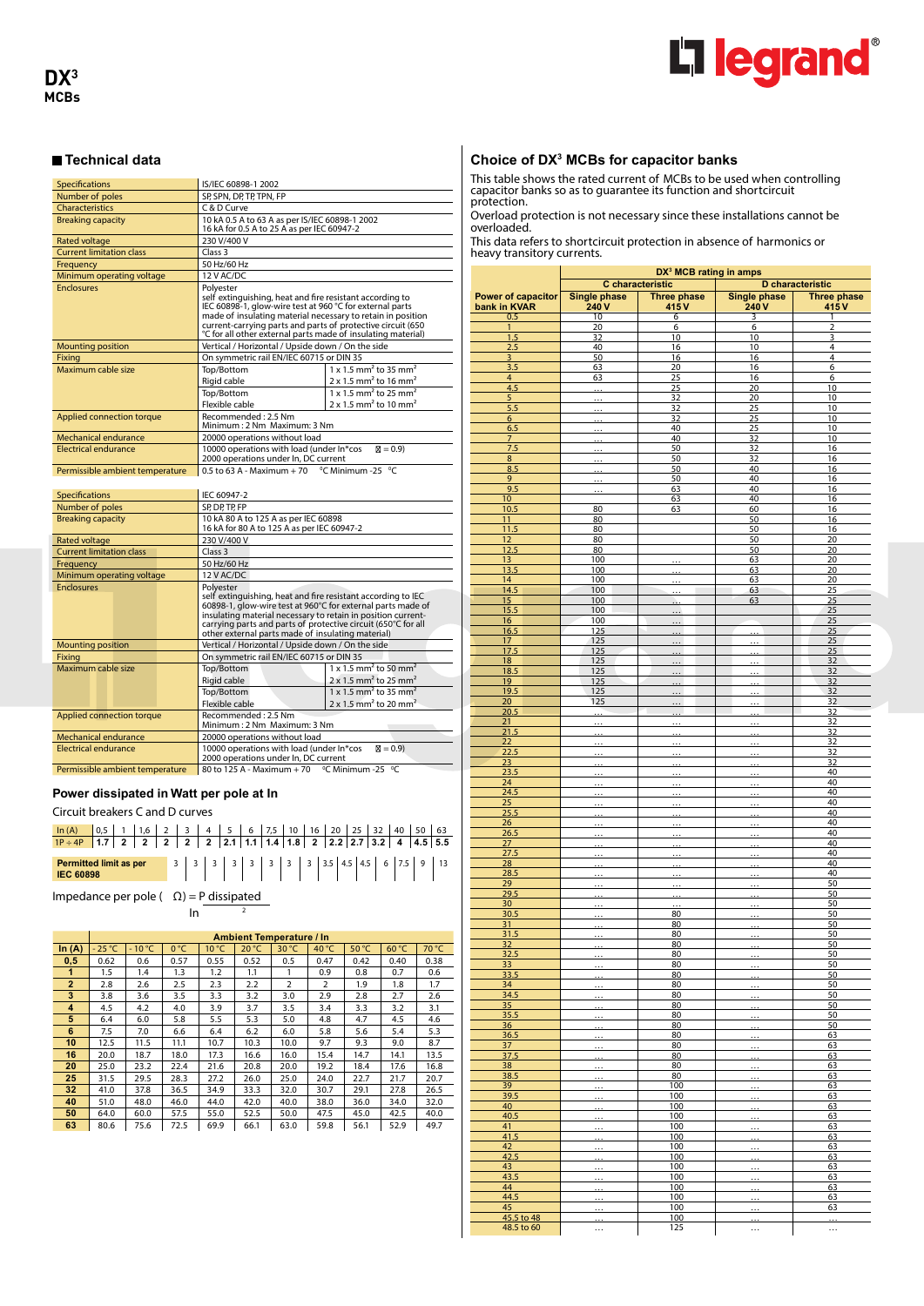# DX³
## MCBs

## Technical data

| Specifications | IS/IEC 60898-1 2002 | |
|---|---|---|
| Number of poles | SP, SPN, DP, TP, TPN, FP | |
| Characteristics | C & D Curve | |
| Breaking capacity | 10 kA 0.5 A to 63 A as per IS/IEC 60898-1 2002<br>16 kA for 0.5 A to 25 A as per IEC 60947-2 | |
| Rated voltage | 230 V/400 V | |
| Current limitation class | Class 3 | |
| Frequency | 50 Hz/60 Hz | |
| Minimum operating voltage | 12 V AC/DC | |
| Enclosures | Polyester<br>self extinguishing, heat and fire resistant according to IEC 60898-1, glow-wire test at 960 °C for external parts made of insulating material necessary to retain in position current-carrying parts and parts of protective circuit (650 °C for all other external parts made of insulating material) | |
| Mounting position | Vertical / Horizontal / Upside down / On the side | |
| Fixing | On symmetric rail EN/IEC 60715 or DIN 35 | |
| Maximum cable size | Top/Bottom<br>Rigid cable | 1 x 1.5 mm² to 35 mm²<br>2 x 1.5 mm² to 16 mm² |
| | Top/Bottom<br>Flexible cable | 1 x 1.5 mm² to 25 mm²<br>2 x 1.5 mm² to 10 mm² |
| Applied connection torque | Recommended : 2.5 Nm<br>Minimum : 2 Nm Maximum: 3 Nm | |
| Mechanical endurance | 20000 operations without load | |
| Electrical endurance | 10000 operations with load (under In*cos φ = 0.9)<br>2000 operations under In, DC current | |
| Permissible ambient temperature | 0.5 to 63 A - Maximum + 70 °C Minimum -25 °C | |

| Specifications | IEC 60947-2 | |
|---|---|---|
| Number of poles | SP, DP, TP, FP | |
| Breaking capacity | 10 kA 80 A to 125 A as per IEC 60898<br>16 kA for 80 A to 125 A as per IEC 60947-2 | |
| Rated voltage | 230 V/400 V | |
| Current limitation class | Class 3 | |
| Frequency | 50 Hz/60 Hz | |
| Minimum operating voltage | 12 V AC/DC | |
| Enclosures | Polyester<br>self extinguishing, heat and fire resistant according to IEC 60898-1, glow-wire test at 960°C for external parts made of insulating material necessary to retain in position current-carrying parts and parts of protective circuit (650°C for all other external parts made of insulating material) | |
| Mounting position | Vertical / Horizontal / Upside down / On the side | |
| Fixing | On symmetric rail EN/IEC 60715 or DIN 35 | |
| Maximum cable size | Top/Bottom<br>Rigid cable | 1 x 1.5 mm² to 50 mm²<br>2 x 1.5 mm² to 25 mm² |
| | Top/Bottom<br>Flexible cable | 1 x 1.5 mm² to 35 mm²<br>2 x 1.5 mm² to 20 mm² |
| Applied connection torque | Recommended : 2.5 Nm<br>Minimum : 2 Nm Maximum: 3 Nm | |
| Mechanical endurance | 20000 operations without load | |
| Electrical endurance | 10000 operations with load (under In*cos φ = 0.9)<br>2000 operations under In, DC current | |
| Permissible ambient temperature | 80 to 125 A - Maximum + 70 °C Minimum -25 °C | |

## Power dissipated in Watt per pole at In

Circuit breakers C and D curves

| In (A) | 0.5 | 1 | 1.6 | 2 | 3 | 4 | 5 | 6 | 7.5 | 10 | 16 | 20 | 25 | 32 | 40 | 50 | 63 |
|---|---|---|---|---|---|---|---|---|---|---|---|---|---|---|---|---|---|
| 1P ÷ 4P | 1.7 | 2 | 2 | 2 | 2 | 2 | 2.1 | 1.1 | 1.4 | 1.8 | 2 | 2.2 | 2.7 | 3.2 | 4 | 4.5 | 5.5 |
| **Permitted limit as per IEC 60898** | 3 | 3 | 3 | 3 | 3 | 3 | 3 | 3 | 3.5 | 4.5 | 4.5 | 6 | 7.5 | 9 | 13 | | |

Impedance per pole (Ω) = P dissipated / In²

| In (A) | Ambient Temperature / In | | | | | | | | | |
|---|---|---|---|---|---|---|---|---|---|---|
| | - 25 °C | - 10 °C | 0 °C | 10 °C | 20 °C | 30 °C | 40 °C | 50 °C | 60 °C | 70 °C |
| **0.5** | 0.62 | 0.6 | 0.57 | 0.55 | 0.52 | 0.5 | 0.47 | 0.42 | 0.40 | 0.38 |
| **1** | 1.5 | 1.4 | 1.3 | 1.2 | 1.1 | 1 | 0.9 | 0.8 | 0.7 | 0.6 |
| **2** | 2.8 | 2.6 | 2.5 | 2.3 | 2.2 | 2 | 2 | 1.9 | 1.8 | 1.7 |
| **3** | 3.8 | 3.6 | 3.5 | 3.3 | 3.2 | 3.0 | 2.9 | 2.8 | 2.7 | 2.6 |
| **4** | 4.5 | 4.2 | 4.0 | 3.9 | 3.7 | 3.5 | 3.4 | 3.3 | 3.2 | 3.1 |
| **5** | 6.4 | 6.0 | 5.8 | 5.5 | 5.3 | 5.0 | 4.8 | 4.7 | 4.5 | 4.6 |
| **6** | 7.5 | 7.0 | 6.6 | 6.4 | 6.2 | 6.0 | 5.8 | 5.6 | 5.4 | 5.3 |
| **10** | 12.5 | 11.5 | 11.1 | 10.7 | 10.3 | 10.0 | 9.7 | 9.3 | 9.0 | 8.7 |
| **16** | 20.0 | 18.7 | 18.0 | 17.3 | 16.6 | 16.0 | 15.4 | 14.7 | 14.1 | 13.5 |
| **20** | 25.0 | 23.2 | 22.4 | 21.6 | 20.8 | 20.0 | 19.2 | 18.4 | 17.6 | 16.8 |
| **25** | 31.5 | 29.5 | 28.3 | 27.2 | 26.0 | 25.0 | 24.0 | 22.7 | 21.7 | 20.7 |
| **32** | 41.0 | 37.8 | 36.5 | 34.9 | 33.3 | 32.0 | 30.7 | 29.1 | 27.8 | 26.5 |
| **40** | 51.0 | 48.0 | 46.0 | 44.0 | 42.0 | 40.0 | 38.0 | 36.0 | 34.0 | 32.0 |
| **50** | 64.0 | 60.0 | 57.5 | 55.0 | 52.5 | 50.0 | 47.5 | 45.0 | 42.5 | 40.0 |
| **63** | 80.6 | 75.6 | 72.5 | 69.9 | 66.1 | 63.0 | 59.8 | 56.1 | 52.9 | 49.7 |

## Choice of DX³ MCBs for capacitor banks

This table shows the rated current of MCBs to be used when controlling capacitor banks so as to guarantee its function and shortcircuit protection.
Overload protection is not necessary since these installations cannot be overloaded.
This data refers to shortcircuit protection in absence of harmonics or heavy transitory currents.

| Power of capacitor bank in KVAR | DX³ MCB rating in amps | | | |
|---|---|---|---|---|
| | C characteristic | | D characteristic | |
| | Single phase 240 V | Three phase 415 V | Single phase 240 V | Three phase 415 V |
| 0.5 | 10 | 6 | 3 | 1 |
| 1 | 20 | 6 | 6 | 2 |
| 1.5 | 32 | 10 | 10 | 3 |
| 2.5 | 40 | 16 | 10 | 4 |
| 3 | 50 | 16 | 16 | 4 |
| 3.5 | 63 | 20 | 16 | 6 |
| 4 | 63 | 25 | 16 | 6 |
| 4.5 | ... | 25 | 20 | 10 |
| 5 | ... | 32 | 20 | 10 |
| 5.5 | ... | 32 | 25 | 10 |
| 6 | ... | 32 | 25 | 10 |
| 6.5 | ... | 40 | 25 | 10 |
| 7 | ... | 40 | 32 | 10 |
| 7.5 | ... | 50 | 32 | 16 |
| 8 | ... | 50 | 32 | 16 |
| 8.5 | ... | 50 | 40 | 16 |
| 9 | ... | 50 | 40 | 16 |
| 9.5 | ... | 63 | 40 | 16 |
| 10 | | 63 | 40 | 16 |
| 10.5 | 80 | 63 | 60 | 16 |
| 11 | 80 | | 50 | 16 |
| 11.5 | 80 | | 50 | 16 |
| 12 | 80 | | 50 | 20 |
| 12.5 | 80 | | 50 | 20 |
| 13 | 100 | ... | 63 | 20 |
| 13.5 | 100 | ... | 63 | 20 |
| 14 | 100 | ... | 63 | 20 |
| 14.5 | 100 | ... | 63 | 25 |
| 15 | 100 | ... | 63 | 25 |
| 15.5 | 100 | ... | | 25 |
| 16 | 100 | ... | | 25 |
| 16.5 | 125 | ... | ... | 25 |
| 17 | 125 | ... | ... | 25 |
| 17.5 | 125 | ... | ... | 25 |
| 18 | 125 | ... | ... | 32 |
| 18.5 | 125 | ... | ... | 32 |
| 19 | 125 | ... | ... | 32 |
| 19.5 | 125 | ... | ... | 32 |
| 20 | 125 | ... | ... | 32 |
| 20.5 | ... | ... | ... | 32 |
| 21 | ... | ... | ... | 32 |
| 21.5 | ... | ... | ... | 32 |
| 22 | ... | ... | ... | 32 |
| 22.5 | ... | ... | ... | 32 |
| 23 | ... | ... | ... | 32 |
| 23.5 | ... | ... | ... | 40 |
| 24 | ... | ... | ... | 40 |
| 24.5 | ... | ... | ... | 40 |
| 25 | ... | ... | ... | 40 |
| 25.5 | ... | ... | ... | 40 |
| 26 | ... | ... | ... | 40 |
| 26.5 | ... | ... | ... | 40 |
| 27 | ... | ... | ... | 40 |
| 27.5 | ... | ... | ... | 40 |
| 28 | ... | ... | ... | 40 |
| 28.5 | ... | ... | ... | 40 |
| 29 | ... | ... | ... | 50 |
| 29.5 | ... | ... | ... | 50 |
| 30 | ... | ... | ... | 50 |
| 30.5 | ... | 80 | ... | 50 |
| 31 | ... | 80 | ... | 50 |
| 31.5 | ... | 80 | ... | 50 |
| 32 | ... | 80 | ... | 50 |
| 32.5 | ... | 80 | ... | 50 |
| 33 | ... | 80 | ... | 50 |
| 33.5 | ... | 80 | ... | 50 |
| 34 | ... | 80 | ... | 50 |
| 34.5 | ... | 80 | ... | 50 |
| 35 | ... | 80 | ... | 50 |
| 35.5 | ... | 80 | ... | 50 |
| 36 | ... | 80 | ... | 50 |
| 36.5 | ... | 80 | ... | 63 |
| 37 | ... | 80 | ... | 63 |
| 37.5 | ... | 80 | ... | 63 |
| 38 | ... | 80 | ... | 63 |
| 38.5 | ... | 80 | ... | 63 |
| 39 | ... | 100 | ... | 63 |
| 39.5 | ... | 100 | ... | 63 |
| 40 | ... | 100 | ... | 63 |
| 40.5 | ... | 100 | ... | 63 |
| 41 | ... | 100 | ... | 63 |
| 41.5 | ... | 100 | ... | 63 |
| 42 | ... | 100 | ... | 63 |
| 42.5 | ... | 100 | ... | 63 |
| 43 | ... | 100 | ... | 63 |
| 43.5 | ... | 100 | ... | 63 |
| 44 | ... | 100 | ... | 63 |
| 44.5 | ... | 100 | ... | 63 |
| 45 | ... | 100 | ... | 63 |
| 45.5 to 48 | ... | 100 | ... | ... |
| 48.5 to 60 | ... | 125 | ... | ... |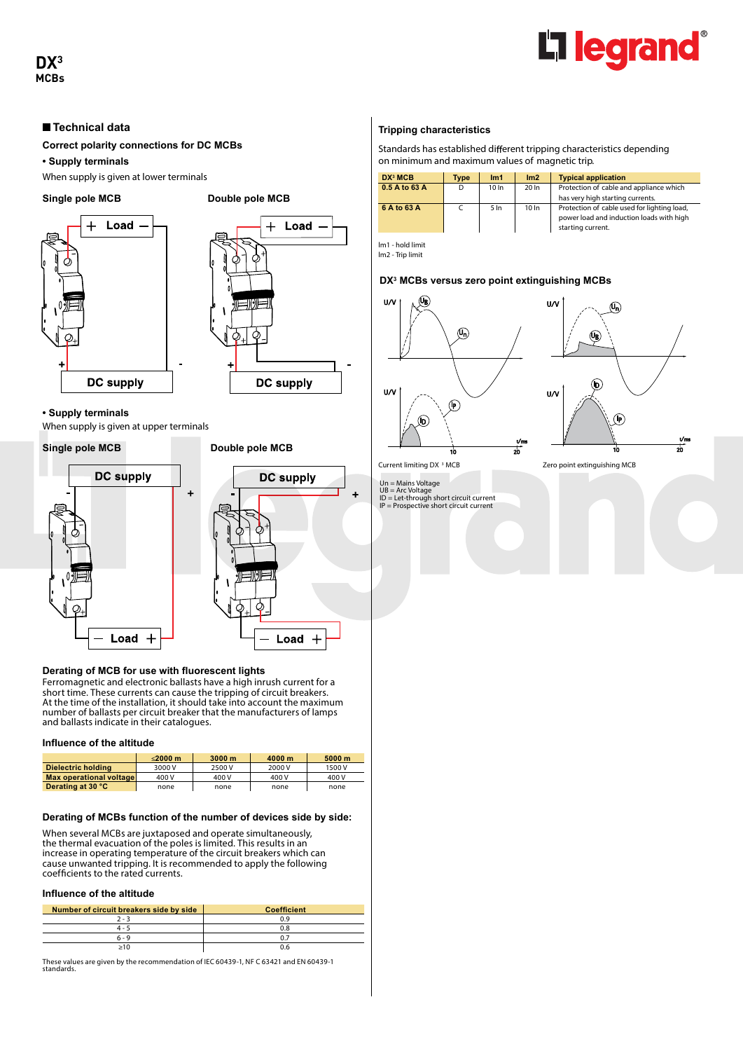# DX³
## MCBs

## Technical data

### Correct polarity connections for DC MCBs

**• Supply terminals**

When supply is given at lower terminals

**Single pole MCB** **Double pole MCB**

**• Supply terminals**

When supply is given at upper terminals

**Single pole MCB** **Double pole MCB**

### Derating of MCB for use with fluorescent lights

Ferromagnetic and electronic ballasts have a high inrush current for a short time. These currents can cause the tripping of circuit breakers.
At the time of the installation, it should take into account the maximum number of ballasts per circuit breaker that the manufacturers of lamps and ballasts indicate in their catalogues.

### Influence of the altitude

| | ≤2000 m | 3000 m | 4000 m | 5000 m |
|---|---|---|---|---|
| Dielectric holding | 3000 V | 2500 V | 2000 V | 1500 V |
| Max operational voltage | 400 V | 400 V | 400 V | 400 V |
| Derating at 30 °C | none | none | none | none |

### Derating of MCBs function of the number of devices side by side:

When several MCBs are juxtaposed and operate simultaneously, the thermal evacuation of the poles is limited. This results in an increase in operating temperature of the circuit breakers which can cause unwanted tripping. It is recommended to apply the following coefficients to the rated currents.

### Influence of the altitude

| Number of circuit breakers side by side | Coefficient |
|---|---|
| 2 - 3 | 0.9 |
| 4 - 5 | 0.8 |
| 6 - 9 | 0.7 |
| ≥10 | 0.6 |

These values are given by the recommendation of IEC 60439-1, NF C 63421 and EN 60439-1 standards.

### Tripping characteristics

Standards has established different tripping characteristics depending on minimum and maximum values of magnetic trip.

| DX³ MCB | Type | Im1 | Im2 | Typical application |
|---|---|---|---|---|
| 0.5 A to 63 A | D | 10 In | 20 In | Protection of cable and appliance which has very high starting currents. |
| 6 A to 63 A | C | 5 In | 10 In | Protection of cable used for lighting load, power load and induction loads with high starting current. |

Im1 - hold limit
Im2 - Trip limit

### DX³ MCBs versus zero point extinguishing MCBs

Current limiting DX ³ MCB

Zero point extinguishing MCB

Un = Mains Voltage
UB = Arc Voltage
ID = Let-through short circuit current
IP = Prospective short circuit current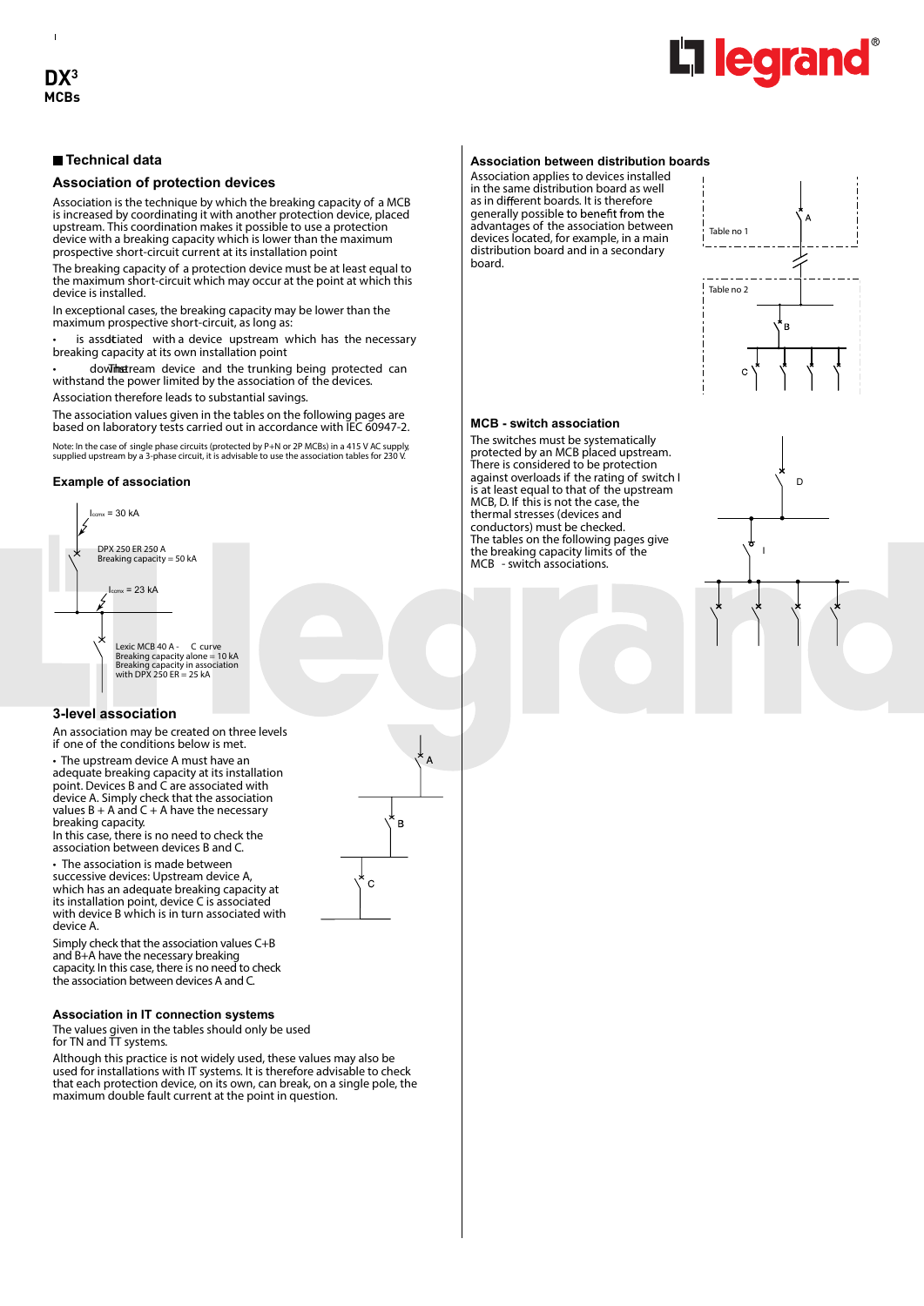# DX³ MCBs

## Technical data

### Association of protection devices

Association is the technique by which the breaking capacity of a MCB is increased by coordinating it with another protection device, placed upstream. This coordination makes it possible to use a protection device with a breaking capacity which is lower than the maximum prospective short-circuit current at its installation point

The breaking capacity of a protection device must be at least equal to the maximum short-circuit which may occur at the point at which this device is installed.

In exceptional cases, the breaking capacity may be lower than the maximum prospective short-circuit, as long as:

- is associated with a device upstream which has the necessary breaking capacity at its own installation point
- The downstream device and the trunking being protected can withstand the power limited by the association of the devices.

Association therefore leads to substantial savings.

The association values given in the tables on the following pages are based on laboratory tests carried out in accordance with IEC 60947-2.

Note: In the case of single phase circuits (protected by P+N or 2P MCBs) in a 415 V AC supply, supplied upstream by a 3-phase circuit, it is advisable to use the association tables for 230 V.

### Example of association

$I_{kmax}$ = 30 kA

DPX 250 ER 250 A
Breaking capacity = 50 kA

$I_{kmax}$ = 23 kA

Lexic MCB 40 A - C curve
Breaking capacity alone = 10 kA
Breaking capacity in association with DPX 250 ER = 25 kA

### 3-level association

An association may be created on three levels if one of the conditions below is met.

- The upstream device A must have an adequate breaking capacity at its installation point. Devices B and C are associated with device A. Simply check that the association values B + A and C + A have the necessary breaking capacity.
In this case, there is no need to check the association between devices B and C.
- The association is made between successive devices: Upstream device A, which has an adequate breaking capacity at its installation point, device C is associated with device B which is in turn associated with device A.

Simply check that the association values C+B and B+A have the necessary breaking capacity. In this case, there is no need to check the association between devices A and C.

### Association in IT connection systems

The values given in the tables should only be used for TN and TT systems.

Although this practice is not widely used, these values may also be used for installations with IT systems. It is therefore advisable to check that each protection device, on its own, can break, on a single pole, the maximum double fault current at the point in question.

### Association between distribution boards

Association applies to devices installed in the same distribution board as well as in different boards. It is therefore generally possible to benefit from the advantages of the association between devices located, for example, in a main distribution board and in a secondary board.

Table no 1

Table no 2

### MCB - switch association

The switches must be systematically protected by an MCB placed upstream. There is considered to be protection against overloads if the rating of switch I is at least equal to that of the upstream MCB, D. If this is not the case, the thermal stresses (devices and conductors) must be checked.
The tables on the following pages give the breaking capacity limits of the MCB - switch associations.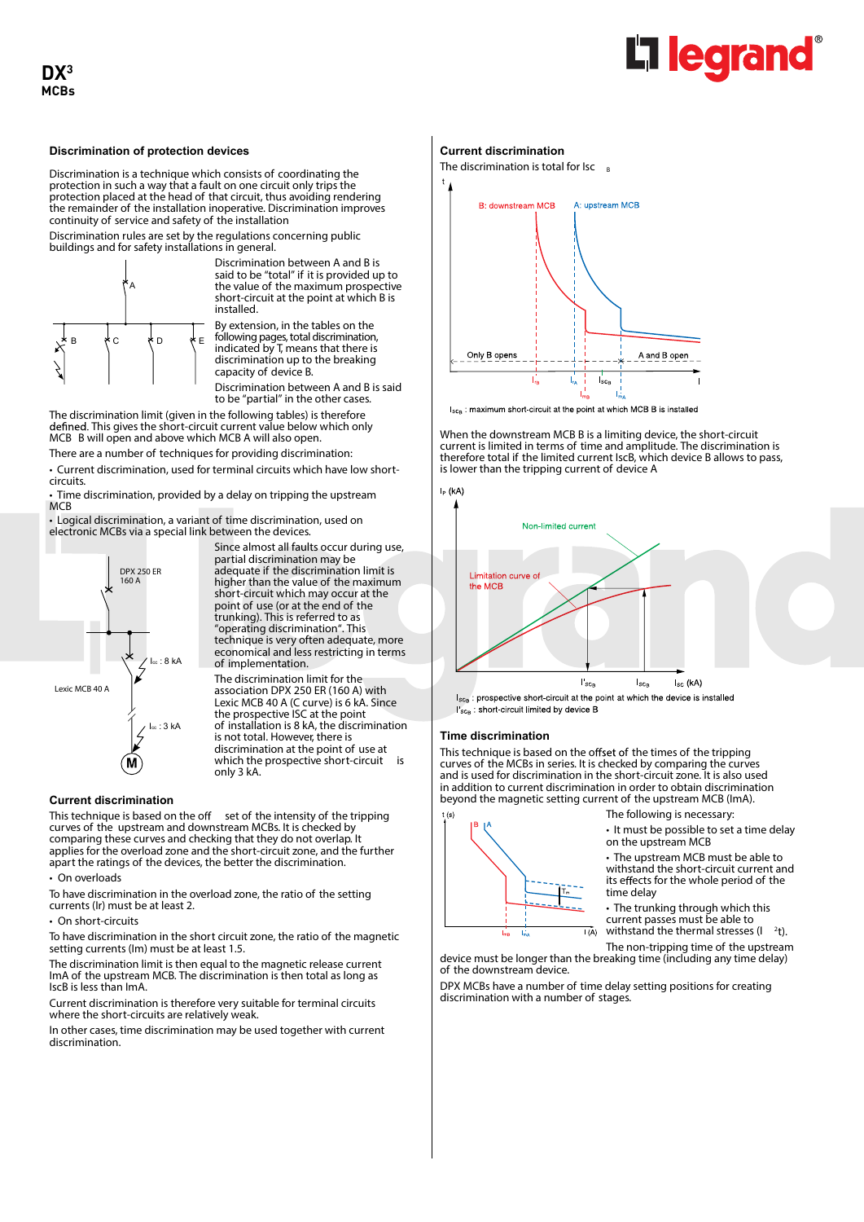## Discrimination of protection devices

Discrimination is a technique which consists of coordinating the protection in such a way that a fault on one circuit only trips the protection placed at the head of that circuit, thus avoiding rendering the remainder of the installation inoperative. Discrimination improves continuity of service and safety of the installation

Discrimination rules are set by the regulations concerning public buildings and for safety installations in general.

Discrimination between A and B is said to be "total" if it is provided up to the value of the maximum prospective short-circuit at the point at which B is installed.

By extension, in the tables on the following pages, total discrimination, indicated by T, means that there is discrimination up to the breaking capacity of device B.

Discrimination between A and B is said to be "partial" in the other cases.

The discrimination limit (given in the following tables) is therefore defined. This gives the short-circuit current value below which only MCB B will open and above which MCB A will also open.

There are a number of techniques for providing discrimination:

- Current discrimination, used for terminal circuits which have low short-circuits.
- Time discrimination, provided by a delay on tripping the upstream MCB
- Logical discrimination, a variant of time discrimination, used on electronic MCBs via a special link between the devices.

Since almost all faults occur during use, partial discrimination may be adequate if the discrimination limit is higher than the value of the maximum short-circuit which may occur at the point of use (or at the end of the trunking). This is referred to as "operating discrimination". This technique is very often adequate, more economical and less restricting in terms of implementation.

The discrimination limit for the association DPX 250 ER (160 A) with Lexic MCB 40 A (C curve) is 6 kA. Since the prospective ISC at the point of installation is 8 kA, the discrimination is not total. However, there is discrimination at the point of use at which the prospective short-circuit is only 3 kA.

## Current discrimination

This technique is based on the off set of the intensity of the tripping curves of the upstream and downstream MCBs. It is checked by comparing these curves and checking that they do not overlap. It applies for the overload zone and the short-circuit zone, and the further apart the ratings of the devices, the better the discrimination.

- On overloads

To have discrimination in the overload zone, the ratio of the setting currents (Ir) must be at least 2.

- On short-circuits

To have discrimination in the short circuit zone, the ratio of the magnetic setting currents (Im) must be at least 1.5.

The discrimination limit is then equal to the magnetic release current ImA of the upstream MCB. The discrimination is then total as long as IscB is less than ImA.

Current discrimination is therefore very suitable for terminal circuits where the short-circuits are relatively weak.

In other cases, time discrimination may be used together with current discrimination.

## Current discrimination

The discrimination is total for Isc $_B$

$I_{scB}$ : maximum short-circuit at the point at which MCB B is installed

When the downstream MCB B is a limiting device, the short-circuit current is limited in terms of time and amplitude. The discrimination is therefore total if the limited current IscB, which device B allows to pass, is lower than the tripping current of device A

$I_{scB}$ : prospective short-circuit at the point at which the device is installed
$I'_{scB}$ : short-circuit limited by device B

## Time discrimination

This technique is based on the offset of the times of the tripping curves of the MCBs in series. It is checked by comparing the curves and is used for discrimination in the short-circuit zone. It is also used in addition to current discrimination in order to obtain discrimination beyond the magnetic setting current of the upstream MCB (ImA).

The following is necessary:

- It must be possible to set a time delay on the upstream MCB
- The upstream MCB must be able to withstand the short-circuit current and its effects for the whole period of the time delay
- The trunking through which this current passes must be able to withstand the thermal stresses ($I^2t$).

The non-tripping time of the upstream device must be longer than the breaking time (including any time delay) of the downstream device.

DPX MCBs have a number of time delay setting positions for creating discrimination with a number of stages.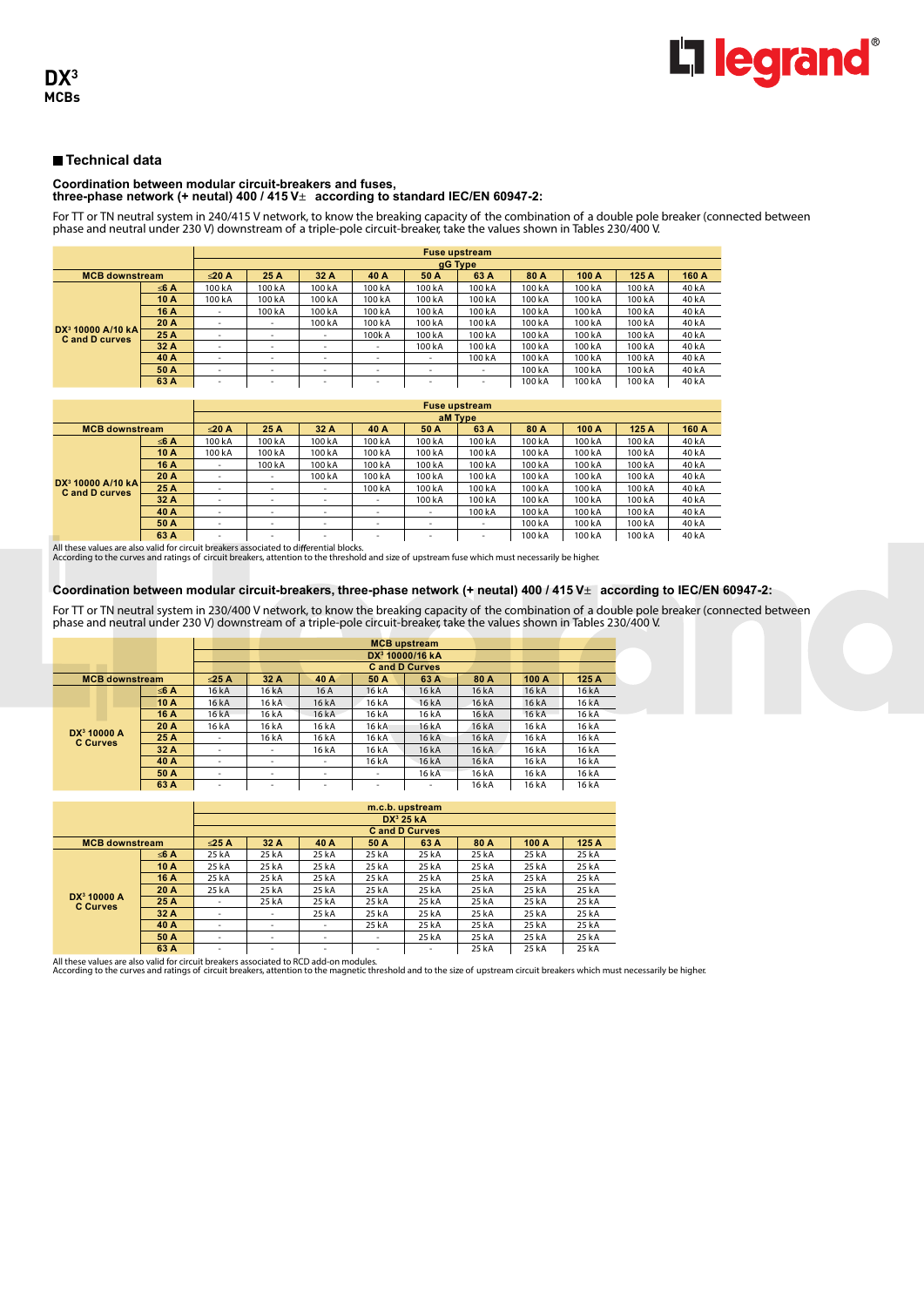# DX³ MCBs

## Technical data

### Coordination between modular circuit-breakers and fuses, three-phase network (+ neutal) 400 / 415 V± according to standard IEC/EN 60947-2:

For TT or TN neutral system in 240/415 V network, to know the breaking capacity of the combination of a double pole breaker (connected between phase and neutral under 230 V) downstream of a triple-pole circuit-breaker, take the values shown in Tables 230/400 V.

| MCB downstream | | Fuse upstream gG Type | | | | | | | | | |
|---|---|---|---|---|---|---|---|---|---|---|---|
| | | ≤20 A | 25 A | 32 A | 40 A | 50 A | 63 A | 80 A | 100 A | 125 A | 160 A |
| DX³ 10000 A/10 kA C and D curves | ≤6 A | 100 kA | 100 kA | 100 kA | 100 kA | 100 kA | 100 kA | 100 kA | 100 kA | 100 kA | 40 kA |
| | 10 A | 100 kA | 100 kA | 100 kA | 100 kA | 100 kA | 100 kA | 100 kA | 100 kA | 100 kA | 40 kA |
| | 16 A | - | 100 kA | 100 kA | 100 kA | 100 kA | 100 kA | 100 kA | 100 kA | 100 kA | 40 kA |
| | 20 A | - | - | 100 kA | 100 kA | 100 kA | 100 kA | 100 kA | 100 kA | 100 kA | 40 kA |
| | 25 A | - | - | - | 100k A | 100 kA | 100 kA | 100 kA | 100 kA | 100 kA | 40 kA |
| | 32 A | - | - | - | - | 100 kA | 100 kA | 100 kA | 100 kA | 100 kA | 40 kA |
| | 40 A | - | - | - | - | - | 100 kA | 100 kA | 100 kA | 100 kA | 40 kA |
| | 50 A | - | - | - | - | - | - | 100 kA | 100 kA | 100 kA | 40 kA |
| | 63 A | - | - | - | - | - | - | 100 kA | 100 kA | 100 kA | 40 kA |

| MCB downstream | | Fuse upstream aM Type | | | | | | | | | |
|---|---|---|---|---|---|---|---|---|---|---|---|
| | | ≤20 A | 25 A | 32 A | 40 A | 50 A | 63 A | 80 A | 100 A | 125 A | 160 A |
| DX³ 10000 A/10 kA C and D curves | ≤6 A | 100 kA | 100 kA | 100 kA | 100 kA | 100 kA | 100 kA | 100 kA | 100 kA | 100 kA | 40 kA |
| | 10 A | 100 kA | 100 kA | 100 kA | 100 kA | 100 kA | 100 kA | 100 kA | 100 kA | 100 kA | 40 kA |
| | 16 A | - | 100 kA | 100 kA | 100 kA | 100 kA | 100 kA | 100 kA | 100 kA | 100 kA | 40 kA |
| | 20 A | - | - | 100 kA | 100 kA | 100 kA | 100 kA | 100 kA | 100 kA | 100 kA | 40 kA |
| | 25 A | - | - | - | 100 kA | 100 kA | 100 kA | 100 kA | 100 kA | 100 kA | 40 kA |
| | 32 A | - | - | - | - | 100 kA | 100 kA | 100 kA | 100 kA | 100 kA | 40 kA |
| | 40 A | - | - | - | - | - | 100 kA | 100 kA | 100 kA | 100 kA | 40 kA |
| | 50 A | - | - | - | - | - | - | 100 kA | 100 kA | 100 kA | 40 kA |
| | 63 A | - | - | - | - | - | - | 100 kA | 100 kA | 100 kA | 40 kA |

All these values are also valid for circuit breakers associated to differential blocks.
According to the curves and ratings of circuit breakers, attention to the threshold and size of upstream fuse which must necessarily be higher.

### Coordination between modular circuit-breakers, three-phase network (+ neutal) 400 / 415 V± according to IEC/EN 60947-2:

For TT or TN neutral system in 230/400 V network, to know the breaking capacity of the combination of a double pole breaker (connected between phase and neutral under 230 V) downstream of a triple-pole circuit-breaker, take the values shown in Tables 230/400 V.

| MCB downstream | | MCB upstream DX³ 10000/16 kA C and D Curves | | | | | | | |
|---|---|---|---|---|---|---|---|---|---|
| | | ≤25 A | 32 A | 40 A | 50 A | 63 A | 80 A | 100 A | 125 A |
| DX³ 10000 A C Curves | ≤6 A | 16 kA | 16 kA | 16 A | 16 kA | 16 kA | 16 kA | 16 kA | 16 kA |
| | 10 A | 16 kA | 16 kA | 16 kA | 16 kA | 16 kA | 16 kA | 16 kA | 16 kA |
| | 16 A | 16 kA | 16 kA | 16 kA | 16 kA | 16 kA | 16 kA | 16 kA | 16 kA |
| | 20 A | 16 kA | 16 kA | 16 kA | 16 kA | 16 kA | 16 kA | 16 kA | 16 kA |
| | 25 A | - | 16 kA | 16 kA | 16 kA | 16 kA | 16 kA | 16 kA | 16 kA |
| | 32 A | - | - | 16 kA | 16 kA | 16 kA | 16 kA | 16 kA | 16 kA |
| | 40 A | - | - | - | 16 kA | 16 kA | 16 kA | 16 kA | 16 kA |
| | 50 A | - | - | - | - | 16 kA | 16 kA | 16 kA | 16 kA |
| | 63 A | - | - | - | - | - | 16 kA | 16 kA | 16 kA |

| MCB downstream | | m.c.b. upstream DX³ 25 kA C and D Curves | | | | | | | |
|---|---|---|---|---|---|---|---|---|---|
| | | ≤25 A | 32 A | 40 A | 50 A | 63 A | 80 A | 100 A | 125 A |
| DX³ 10000 A C Curves | ≤6 A | 25 kA | 25 kA | 25 kA | 25 kA | 25 kA | 25 kA | 25 kA | 25 kA |
| | 10 A | 25 kA | 25 kA | 25 kA | 25 kA | 25 kA | 25 kA | 25 kA | 25 kA |
| | 16 A | 25 kA | 25 kA | 25 kA | 25 kA | 25 kA | 25 kA | 25 kA | 25 kA |
| | 20 A | 25 kA | 25 kA | 25 kA | 25 kA | 25 kA | 25 kA | 25 kA | 25 kA |
| | 25 A | - | 25 kA | 25 kA | 25 kA | 25 kA | 25 kA | 25 kA | 25 kA |
| | 32 A | - | - | 25 kA | 25 kA | 25 kA | 25 kA | 25 kA | 25 kA |
| | 40 A | - | - | - | 25 kA | 25 kA | 25 kA | 25 kA | 25 kA |
| | 50 A | - | - | - | - | 25 kA | 25 kA | 25 kA | 25 kA |
| | 63 A | - | - | - | - | - | 25 kA | 25 kA | 25 kA |

All these values are also valid for circuit breakers associated to RCD add-on modules.
According to the curves and ratings of circuit breakers, attention to the magnetic threshold and to the size of upstream circuit breakers which must necessarily be higher.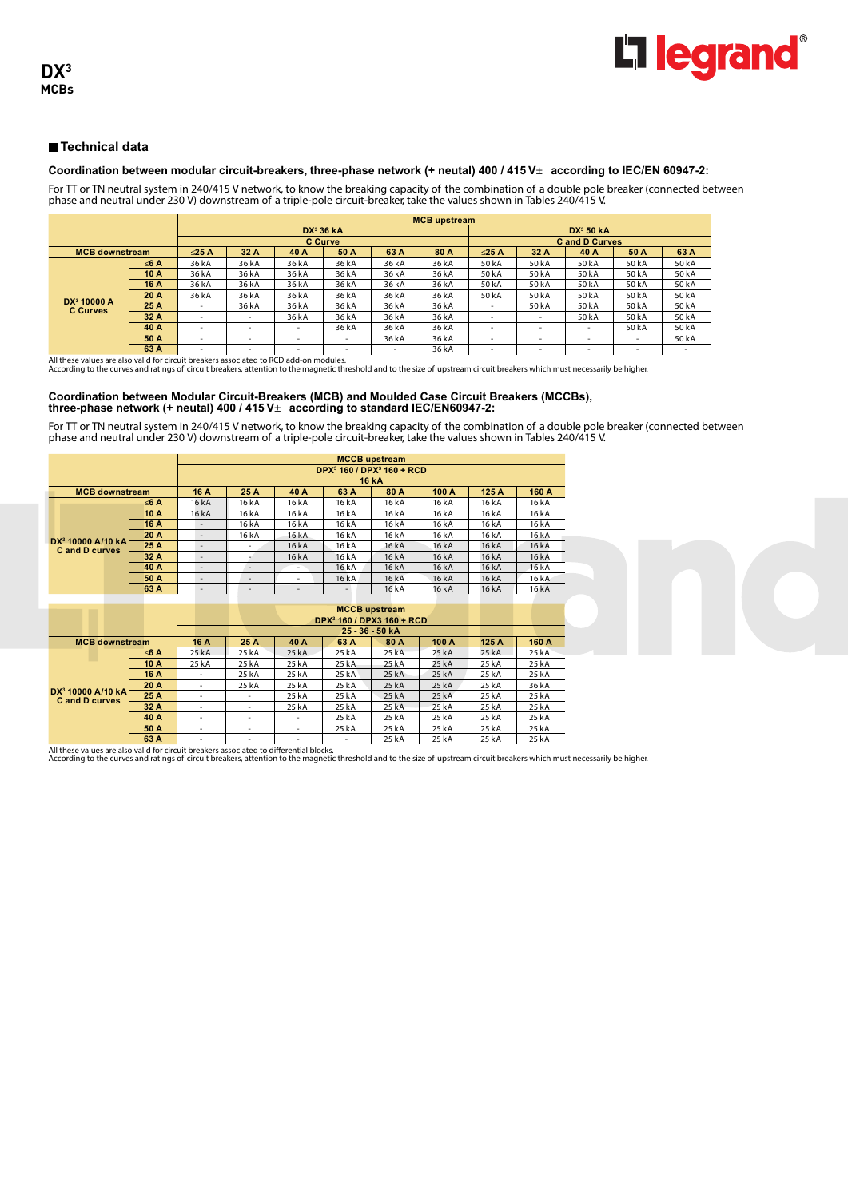**DX³**
**MCBs**

## Technical data

### Coordination between modular circuit-breakers, three-phase network (+ neutal) 400 / 415 V± according to IEC/EN 60947-2:

For TT or TN neutral system in 240/415 V network, to know the breaking capacity of the combination of a double pole breaker (connected between phase and neutral under 230 V) downstream of a triple-pole circuit-breaker, take the values shown in Tables 240/415 V.

| | | MCB upstream | | | | | | | | | | |
|---|---|---|---|---|---|---|---|---|---|---|---|---|
| | | DX³ 36 kA | | | | | | DX³ 50 kA | | | | |
| | | C Curve | | | | | | C and D Curves | | | | |
| MCB downstream | | ≤25 A | 32 A | 40 A | 50 A | 63 A | 80 A | ≤25 A | 32 A | 40 A | 50 A | 63 A |
| DX³ 10000 A C Curves | ≤6 A | 36 kA | 36 kA | 36 kA | 36 kA | 36 kA | 36 kA | 50 kA | 50 kA | 50 kA | 50 kA | 50 kA |
| | 10 A | 36 kA | 36 kA | 36 kA | 36 kA | 36 kA | 36 kA | 50 kA | 50 kA | 50 kA | 50 kA | 50 kA |
| | 16 A | 36 kA | 36 kA | 36 kA | 36 kA | 36 kA | 36 kA | 50 kA | 50 kA | 50 kA | 50 kA | 50 kA |
| | 20 A | 36 kA | 36 kA | 36 kA | 36 kA | 36 kA | 36 kA | 50 kA | 50 kA | 50 kA | 50 kA | 50 kA |
| | 25 A | - | 36 kA | 36 kA | 36 kA | 36 kA | 36 kA | - | 50 kA | 50 kA | 50 kA | 50 kA |
| | 32 A | - | - | 36 kA | 36 kA | 36 kA | 36 kA | - | - | 50 kA | 50 kA | 50 kA |
| | 40 A | - | - | - | 36 kA | 36 kA | 36 kA | - | - | - | 50 kA | 50 kA |
| | 50 A | - | - | - | - | 36 kA | 36 kA | - | - | - | - | 50 kA |
| | 63 A | - | - | - | - | - | 36 kA | - | - | - | - | - |

All these values are also valid for circuit breakers associated to RCD add-on modules.
According to the curves and ratings of circuit breakers, attention to the magnetic threshold and to the size of upstream circuit breakers which must necessarily be higher.

### Coordination between Modular Circuit-Breakers (MCB) and Moulded Case Circuit Breakers (MCCBs), three-phase network (+ neutal) 400 / 415 V± according to standard IEC/EN60947-2:

For TT or TN neutral system in 240/415 V network, to know the breaking capacity of the combination of a double pole breaker (connected between phase and neutral under 230 V) downstream of a triple-pole circuit-breaker, take the values shown in Tables 240/415 V.

| | | MCCB upstream | | | | | | | |
|---|---|---|---|---|---|---|---|---|---|
| | | DPX³ 160 / DPX³ 160 + RCD | | | | | | | |
| | | 16 kA | | | | | | | |
| MCB downstream | | 16 A | 25 A | 40 A | 63 A | 80 A | 100 A | 125 A | 160 A |
| DX³ 10000 A/10 kA C and D curves | ≤6 A | 16 kA | 16 kA | 16 kA | 16 kA | 16 kA | 16 kA | 16 kA | 16 kA |
| | 10 A | 16 kA | 16 kA | 16 kA | 16 kA | 16 kA | 16 kA | 16 kA | 16 kA |
| | 16 A | - | 16 kA | 16 kA | 16 kA | 16 kA | 16 kA | 16 kA | 16 kA |
| | 20 A | - | 16 kA | 16 kA | 16 kA | 16 kA | 16 kA | 16 kA | 16 kA |
| | 25 A | - | - | 16 kA | 16 kA | 16 kA | 16 kA | 16 kA | 16 kA |
| | 32 A | - | - | 16 kA | 16 kA | 16 kA | 16 kA | 16 kA | 16 kA |
| | 40 A | - | - | - | 16 kA | 16 kA | 16 kA | 16 kA | 16 kA |
| | 50 A | - | - | - | 16 kA | 16 kA | 16 kA | 16 kA | 16 kA |
| | 63 A | - | - | - | - | 16 kA | 16 kA | 16 kA | 16 kA |

| | | MCCB upstream | | | | | | | |
|---|---|---|---|---|---|---|---|---|---|
| | | DPX³ 160 / DPX3 160 + RCD | | | | | | | |
| | | 25 - 36 - 50 kA | | | | | | | |
| MCB downstream | | 16 A | 25 A | 40 A | 63 A | 80 A | 100 A | 125 A | 160 A |
| DX³ 10000 A/10 kA C and D curves | ≤6 A | 25 kA | 25 kA | 25 kA | 25 kA | 25 kA | 25 kA | 25 kA | 25 kA |
| | 10 A | 25 kA | 25 kA | 25 kA | 25 kA | 25 kA | 25 kA | 25 kA | 25 kA |
| | 16 A | - | 25 kA | 25 kA | 25 kA | 25 kA | 25 kA | 25 kA | 25 kA |
| | 20 A | - | 25 kA | 25 kA | 25 kA | 25 kA | 25 kA | 25 kA | 36 kA |
| | 25 A | - | - | 25 kA | 25 kA | 25 kA | 25 kA | 25 kA | 25 kA |
| | 32 A | - | - | 25 kA | 25 kA | 25 kA | 25 kA | 25 kA | 25 kA |
| | 40 A | - | - | - | 25 kA | 25 kA | 25 kA | 25 kA | 25 kA |
| | 50 A | - | - | - | 25 kA | 25 kA | 25 kA | 25 kA | 25 kA |
| | 63 A | - | - | - | - | 25 kA | 25 kA | 25 kA | 25 kA |

All these values are also valid for circuit breakers associated to differential blocks.
According to the curves and ratings of circuit breakers, attention to the magnetic threshold and to the size of upstream circuit breakers which must necessarily be higher.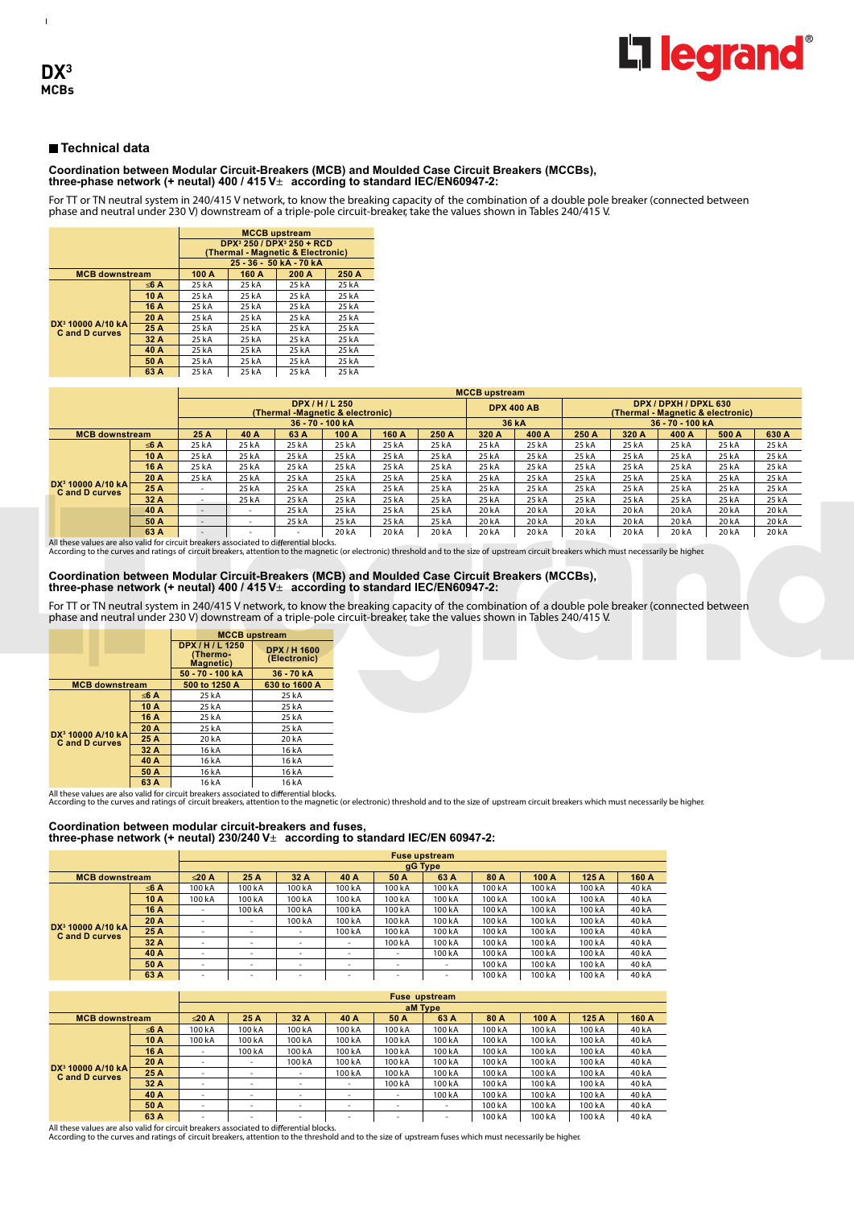# DX³
## MCBs

## ■ Technical data

### Coordination between Modular Circuit-Breakers (MCB) and Moulded Case Circuit Breakers (MCCBs), three-phase network (+ neutal) 400 / 415 V± according to standard IEC/EN60947-2:

For TT or TN neutral system in 240/415 V network, to know the breaking capacity of the combination of a double pole breaker (connected between phase and neutral under 230 V) downstream of a triple-pole circuit-breaker, take the values shown in Tables 240/415 V.

| | | MCCB upstream | | | |
|---|---|---|---|---|---|
| | | DPX³ 250 / DPX³ 250 + RCD (Thermal - Magnetic & Electronic) | | | |
| | | 25 - 36 - 50 kA - 70 kA | | | |
| MCB downstream | | 100 A | 160 A | 200 A | 250 A |
| DX³ 10000 A/10 kA C and D curves | ≤6 A | 25 kA | 25 kA | 25 kA | 25 kA |
| | 10 A | 25 kA | 25 kA | 25 kA | 25 kA |
| | 16 A | 25 kA | 25 kA | 25 kA | 25 kA |
| | 20 A | 25 kA | 25 kA | 25 kA | 25 kA |
| | 25 A | 25 kA | 25 kA | 25 kA | 25 kA |
| | 32 A | 25 kA | 25 kA | 25 kA | 25 kA |
| | 40 A | 25 kA | 25 kA | 25 kA | 25 kA |
| | 50 A | 25 kA | 25 kA | 25 kA | 25 kA |
| | 63 A | 25 kA | 25 kA | 25 kA | 25 kA |

| | | MCCB upstream | | | | | | | | | | | | | |
|---|---|---|---|---|---|---|---|---|---|---|---|---|---|---|---|
| | | DPX / H / L 250 (Thermal -Magnetic & electronic) | | | | | | DPX 400 AB | | DPX / DPXH / DPXL 630 (Thermal - Magnetic & electronic) | | | | | |
| | | 36 - 70 - 100 kA | | | | | | 36 kA | | 36 - 70 - 100 kA | | | | | |
| MCB downstream | | 25 A | 40 A | 63 A | 100 A | 160 A | 250 A | 320 A | 400 A | 250 A | 320 A | 400 A | 500 A | 630 A |
| DX³ 10000 A/10 kA C and D curves | ≤6 A | 25 kA | 25 kA | 25 kA | 25 kA | 25 kA | 25 kA | 25 kA | 25 kA | 25 kA | 25 kA | 25 kA | 25 kA | 25 kA |
| | 10 A | 25 kA | 25 kA | 25 kA | 25 kA | 25 kA | 25 kA | 25 kA | 25 kA | 25 kA | 25 kA | 25 kA | 25 kA | 25 kA |
| | 16 A | 25 kA | 25 kA | 25 kA | 25 kA | 25 kA | 25 kA | 25 kA | 25 kA | 25 kA | 25 kA | 25 kA | 25 kA | 25 kA |
| | 20 A | 25 kA | 25 kA | 25 kA | 25 kA | 25 kA | 25 kA | 25 kA | 25 kA | 25 kA | 25 kA | 25 kA | 25 kA | 25 kA |
| | 25 A | - | 25 kA | 25 kA | 25 kA | 25 kA | 25 kA | 25 kA | 25 kA | 25 kA | 25 kA | 25 kA | 25 kA | 25 kA |
| | 32 A | - | 25 kA | 25 kA | 25 kA | 25 kA | 25 kA | 25 kA | 25 kA | 25 kA | 25 kA | 25 kA | 25 kA | 25 kA |
| | 40 A | - | - | 25 kA | 25 kA | 25 kA | 25 kA | 20 kA | 20 kA | 20 kA | 20 kA | 20 kA | 20 kA | 20 kA |
| | 50 A | - | - | 25 kA | 25 kA | 25 kA | 25 kA | 20 kA | 20 kA | 20 kA | 20 kA | 20 kA | 20 kA | 20 kA |
| | 63 A | - | - | - | 20 kA | 20 kA | 20 kA | 20 kA | 20 kA | 20 kA | 20 kA | 20 kA | 20 kA | 20 kA |

All these values are also valid for circuit breakers associated to differential blocks.
According to the curves and ratings of circuit breakers, attention to the magnetic (or electronic) threshold and to the size of upstream circuit breakers which must necessarily be higher.

### Coordination between Modular Circuit-Breakers (MCB) and Moulded Case Circuit Breakers (MCCBs), three-phase network (+ neutal) 400 / 415 V± according to standard IEC/EN60947-2:

For TT or TN neutral system in 240/415 V network, to know the breaking capacity of the combination of a double pole breaker (connected between phase and neutral under 230 V) downstream of a triple-pole circuit-breaker, take the values shown in Tables 240/415 V.

| | | MCCB upstream | |
|---|---|---|---|
| | | DPX / H / L 1250 (Thermo-Magnetic) | DPX / H 1600 (Electronic) |
| | | 50 - 70 - 100 kA | 36 - 70 kA |
| MCB downstream | | 500 to 1250 A | 630 to 1600 A |
| DX³ 10000 A/10 kA C and D curves | ≤6 A | 25 kA | 25 kA |
| | 10 A | 25 kA | 25 kA |
| | 16 A | 25 kA | 25 kA |
| | 20 A | 25 kA | 25 kA |
| | 25 A | 20 kA | 20 kA |
| | 32 A | 16 kA | 16 kA |
| | 40 A | 16 kA | 16 kA |
| | 50 A | 16 kA | 16 kA |
| | 63 A | 16 kA | 16 kA |

All these values are also valid for circuit breakers associated to differential blocks.
According to the curves and ratings of circuit breakers, attention to the magnetic (or electronic) threshold and to the size of upstream circuit breakers which must necessarily be higher.

### Coordination between modular circuit-breakers and fuses, three-phase network (+ neutal) 230/240 V± according to standard IEC/EN 60947-2:

| | | Fuse upstream | | | | | | | | | |
|---|---|---|---|---|---|---|---|---|---|---|---|
| | | gG Type | | | | | | | | | |
| MCB downstream | | ≤20 A | 25 A | 32 A | 40 A | 50 A | 63 A | 80 A | 100 A | 125 A | 160 A |
| DX³ 10000 A/10 kA C and D curves | ≤6 A | 100 kA | 100 kA | 100 kA | 100 kA | 100 kA | 100 kA | 100 kA | 100 kA | 100 kA | 40 kA |
| | 10 A | 100 kA | 100 kA | 100 kA | 100 kA | 100 kA | 100 kA | 100 kA | 100 kA | 100 kA | 40 kA |
| | 16 A | - | 100 kA | 100 kA | 100 kA | 100 kA | 100 kA | 100 kA | 100 kA | 100 kA | 40 kA |
| | 20 A | - | - | 100 kA | 100 kA | 100 kA | 100 kA | 100 kA | 100 kA | 100 kA | 40 kA |
| | 25 A | - | - | - | 100 kA | 100 kA | 100 kA | 100 kA | 100 kA | 100 kA | 40 kA |
| | 32 A | - | - | - | - | 100 kA | 100 kA | 100 kA | 100 kA | 100 kA | 40 kA |
| | 40 A | - | - | - | - | - | 100 kA | 100 kA | 100 kA | 100 kA | 40 kA |
| | 50 A | - | - | - | - | - | - | 100 kA | 100 kA | 100 kA | 40 kA |
| | 63 A | - | - | - | - | - | - | 100 kA | 100 kA | 100 kA | 40 kA |

| | | Fuse upstream | | | | | | | | | |
|---|---|---|---|---|---|---|---|---|---|---|---|
| | | aM Type | | | | | | | | | |
| MCB downstream | | ≤20 A | 25 A | 32 A | 40 A | 50 A | 63 A | 80 A | 100 A | 125 A | 160 A |
| DX³ 10000 A/10 kA C and D curves | ≤6 A | 100 kA | 100 kA | 100 kA | 100 kA | 100 kA | 100 kA | 100 kA | 100 kA | 100 kA | 40 kA |
| | 10 A | 100 kA | 100 kA | 100 kA | 100 kA | 100 kA | 100 kA | 100 kA | 100 kA | 100 kA | 40 kA |
| | 16 A | - | 100 kA | 100 kA | 100 kA | 100 kA | 100 kA | 100 kA | 100 kA | 100 kA | 40 kA |
| | 20 A | - | - | 100 kA | 100 kA | 100 kA | 100 kA | 100 kA | 100 kA | 100 kA | 40 kA |
| | 25 A | - | - | - | 100 kA | 100 kA | 100 kA | 100 kA | 100 kA | 100 kA | 40 kA |
| | 32 A | - | - | - | - | 100 kA | 100 kA | 100 kA | 100 kA | 100 kA | 40 kA |
| | 40 A | - | - | - | - | - | 100 kA | 100 kA | 100 kA | 100 kA | 40 kA |
| | 50 A | - | - | - | - | - | - | 100 kA | 100 kA | 100 kA | 40 kA |
| | 63 A | - | - | - | - | - | - | 100 kA | 100 kA | 100 kA | 40 kA |

All these values are also valid for circuit breakers associated to differential blocks.
According to the curves and ratings of circuit breakers, attention to the threshold and to the size of upstream fuses which must necessarily be higher.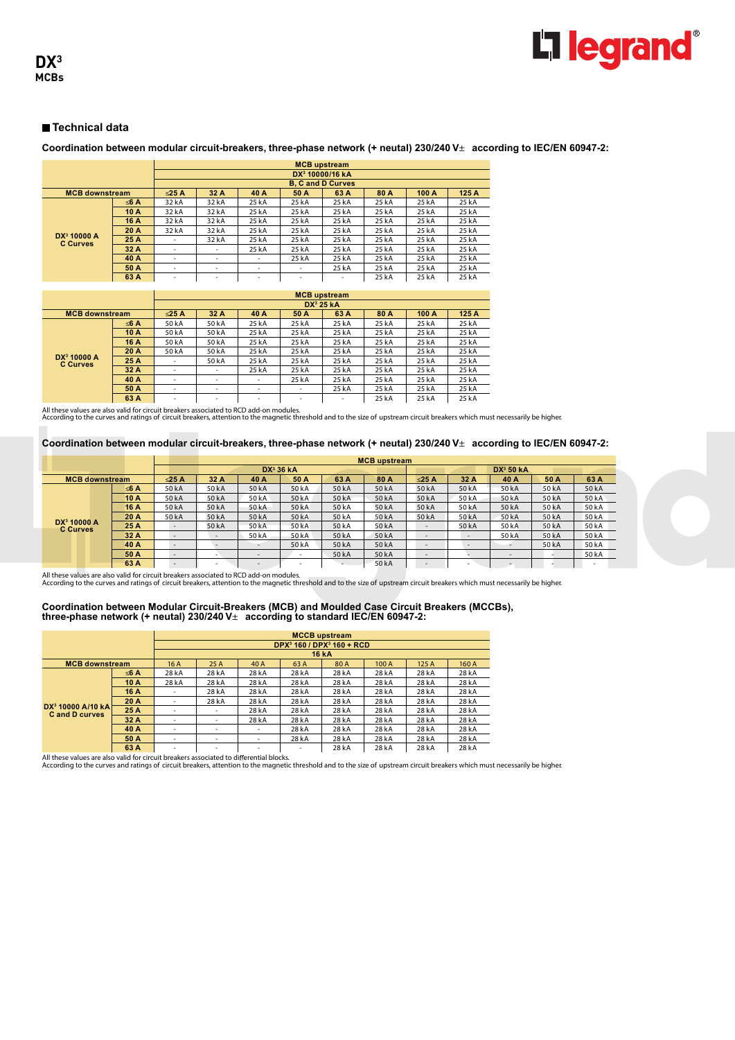# DX³ MCBs

## Technical data

### Coordination between modular circuit-breakers, three-phase network (+ neutal) 230/240 V± according to IEC/EN 60947-2:

| MCB downstream | | MCB upstream DX³ 10000/16 kA B, C and D Curves | | | | | | | |
|---|---|---|---|---|---|---|---|---|---|
| | | ≤25 A | 32 A | 40 A | 50 A | 63 A | 80 A | 100 A | 125 A |
| DX³ 10000 A C Curves | ≤6 A | 32 kA | 32 kA | 25 kA | 25 kA | 25 kA | 25 kA | 25 kA | 25 kA |
| | 10 A | 32 kA | 32 kA | 25 kA | 25 kA | 25 kA | 25 kA | 25 kA | 25 kA |
| | 16 A | 32 kA | 32 kA | 25 kA | 25 kA | 25 kA | 25 kA | 25 kA | 25 kA |
| | 20 A | 32 kA | 32 kA | 25 kA | 25 kA | 25 kA | 25 kA | 25 kA | 25 kA |
| | 25 A | - | 32 kA | 25 kA | 25 kA | 25 kA | 25 kA | 25 kA | 25 kA |
| | 32 A | - | - | 25 kA | 25 kA | 25 kA | 25 kA | 25 kA | 25 kA |
| | 40 A | - | - | - | 25 kA | 25 kA | 25 kA | 25 kA | 25 kA |
| | 50 A | - | - | - | - | 25 kA | 25 kA | 25 kA | 25 kA |
| | 63 A | - | - | - | - | - | 25 kA | 25 kA | 25 kA |

| MCB downstream | | MCB upstream DX³ 25 kA | | | | | | | |
|---|---|---|---|---|---|---|---|---|---|
| | | ≤25 A | 32 A | 40 A | 50 A | 63 A | 80 A | 100 A | 125 A |
| DX³ 10000 A C Curves | ≤6 A | 50 kA | 50 kA | 25 kA | 25 kA | 25 kA | 25 kA | 25 kA | 25 kA |
| | 10 A | 50 kA | 50 kA | 25 kA | 25 kA | 25 kA | 25 kA | 25 kA | 25 kA |
| | 16 A | 50 kA | 50 kA | 25 kA | 25 kA | 25 kA | 25 kA | 25 kA | 25 kA |
| | 20 A | 50 kA | 50 kA | 25 kA | 25 kA | 25 kA | 25 kA | 25 kA | 25 kA |
| | 25 A | - | 50 kA | 25 kA | 25 kA | 25 kA | 25 kA | 25 kA | 25 kA |
| | 32 A | - | - | 25 kA | 25 kA | 25 kA | 25 kA | 25 kA | 25 kA |
| | 40 A | - | - | - | 25 kA | 25 kA | 25 kA | 25 kA | 25 kA |
| | 50 A | - | - | - | - | 25 kA | 25 kA | 25 kA | 25 kA |
| | 63 A | - | - | - | - | - | 25 kA | 25 kA | 25 kA |

All these values are also valid for circuit breakers associated to RCD add-on modules.
According to the curves and ratings of circuit breakers, attention to the magnetic threshold and to the size of upstream circuit breakers which must necessarily be higher.

### Coordination between modular circuit-breakers, three-phase network (+ neutal) 230/240 V± according to IEC/EN 60947-2:

| MCB downstream | | MCB upstream DX³ 36 kA | | | | | | MCB upstream DX³ 50 kA | | | | |
|---|---|---|---|---|---|---|---|---|---|---|---|---|
| | | ≤25 A | 32 A | 40 A | 50 A | 63 A | 80 A | ≤25 A | 32 A | 40 A | 50 A | 63 A |
| DX³ 10000 A C Curves | ≤6 A | 50 kA | 50 kA | 50 kA | 50 kA | 50 kA | 50 kA | 50 kA | 50 kA | 50 kA | 50 kA | 50 kA |
| | 10 A | 50 kA | 50 kA | 50 kA | 50 kA | 50 kA | 50 kA | 50 kA | 50 kA | 50 kA | 50 kA | 50 kA |
| | 16 A | 50 kA | 50 kA | 50 kA | 50 kA | 50 kA | 50 kA | 50 kA | 50 kA | 50 kA | 50 kA | 50 kA |
| | 20 A | 50 kA | 50 kA | 50 kA | 50 kA | 50 kA | 50 kA | 50 kA | 50 kA | 50 kA | 50 kA | 50 kA |
| | 25 A | - | 50 kA | 50 kA | 50 kA | 50 kA | 50 kA | - | 50 kA | 50 kA | 50 kA | 50 kA |
| | 32 A | - | - | 50 kA | 50 kA | 50 kA | 50 kA | - | - | 50 kA | 50 kA | 50 kA |
| | 40 A | - | - | - | 50 kA | 50 kA | 50 kA | - | - | - | 50 kA | 50 kA |
| | 50 A | - | - | - | - | 50 kA | 50 kA | - | - | - | - | 50 kA |
| | 63 A | - | - | - | - | - | 50 kA | - | - | - | - | - |

All these values are also valid for circuit breakers associated to RCD add-on modules.
According to the curves and ratings of circuit breakers, attention to the magnetic threshold and to the size of upstream circuit breakers which must necessarily be higher.

### Coordination between Modular Circuit-Breakers (MCB) and Moulded Case Circuit Breakers (MCCBs), three-phase network (+ neutal) 230/240 V± according to standard IEC/EN 60947-2:

| MCB downstream | | MCCB upstream DPX³ 160 / DPX³ 160 + RCD 16 kA | | | | | | | |
|---|---|---|---|---|---|---|---|---|---|
| | | 16 A | 25 A | 40 A | 63 A | 80 A | 100 A | 125 A | 160 A |
| DX³ 10000 A/10 kA C and D curves | ≤6 A | 28 kA | 28 kA | 28 kA | 28 kA | 28 kA | 28 kA | 28 kA | 28 kA |
| | 10 A | 28 kA | 28 kA | 28 kA | 28 kA | 28 kA | 28 kA | 28 kA | 28 kA |
| | 16 A | - | 28 kA | 28 kA | 28 kA | 28 kA | 28 kA | 28 kA | 28 kA |
| | 20 A | - | 28 kA | 28 kA | 28 kA | 28 kA | 28 kA | 28 kA | 28 kA |
| | 25 A | - | - | 28 kA | 28 kA | 28 kA | 28 kA | 28 kA | 28 kA |
| | 32 A | - | - | 28 kA | 28 kA | 28 kA | 28 kA | 28 kA | 28 kA |
| | 40 A | - | - | - | 28 kA | 28 kA | 28 kA | 28 kA | 28 kA |
| | 50 A | - | - | - | 28 kA | 28 kA | 28 kA | 28 kA | 28 kA |
| | 63 A | - | - | - | - | 28 kA | 28 kA | 28 kA | 28 kA |

All these values are also valid for circuit breakers associated to differential blocks.
According to the curves and ratings of circuit breakers, attention to the magnetic threshold and to the size of upstream circuit breakers which must necessarily be higher.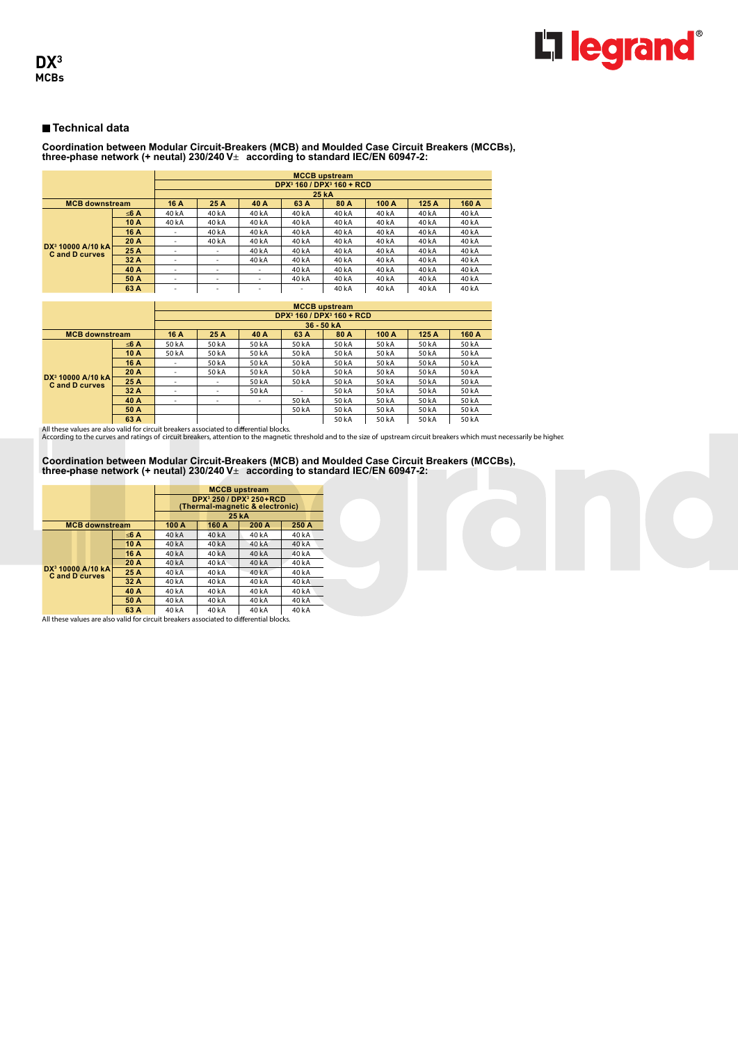## Technical data

**Coordination between Modular Circuit-Breakers (MCB) and Moulded Case Circuit Breakers (MCCBs), three-phase network (+ neutal) 230/240 V± according to standard IEC/EN 60947-2:**

| | | MCCB upstream DPX$^{3}$ 160 / DPX$^{3}$ 160 + RCD 25 kA | | | | | | | |
|---|---|---|---|---|---|---|---|---|---|
| MCB downstream | | 16 A | 25 A | 40 A | 63 A | 80 A | 100 A | 125 A | 160 A |
| DX$^{3}$ 10000 A/10 kA C and D curves | ≤6 A | 40 kA | 40 kA | 40 kA | 40 kA | 40 kA | 40 kA | 40 kA | 40 kA |
| | 10 A | 40 kA | 40 kA | 40 kA | 40 kA | 40 kA | 40 kA | 40 kA | 40 kA |
| | 16 A | - | 40 kA | 40 kA | 40 kA | 40 kA | 40 kA | 40 kA | 40 kA |
| | 20 A | - | 40 kA | 40 kA | 40 kA | 40 kA | 40 kA | 40 kA | 40 kA |
| | 25 A | - | - | 40 kA | 40 kA | 40 kA | 40 kA | 40 kA | 40 kA |
| | 32 A | - | - | 40 kA | 40 kA | 40 kA | 40 kA | 40 kA | 40 kA |
| | 40 A | - | - | - | 40 kA | 40 kA | 40 kA | 40 kA | 40 kA |
| | 50 A | - | - | - | 40 kA | 40 kA | 40 kA | 40 kA | 40 kA |
| | 63 A | - | - | - | - | 40 kA | 40 kA | 40 kA | 40 kA |

| | | MCCB upstream DPX$^{3}$ 160 / DPX$^{3}$ 160 + RCD 36 - 50 kA | | | | | | | |
|---|---|---|---|---|---|---|---|---|---|
| MCB downstream | | 16 A | 25 A | 40 A | 63 A | 80 A | 100 A | 125 A | 160 A |
| DX$^{3}$ 10000 A/10 kA C and D curves | ≤6 A | 50 kA | 50 kA | 50 kA | 50 kA | 50 kA | 50 kA | 50 kA | 50 kA |
| | 10 A | 50 kA | 50 kA | 50 kA | 50 kA | 50 kA | 50 kA | 50 kA | 50 kA |
| | 16 A | - | 50 kA | 50 kA | 50 kA | 50 kA | 50 kA | 50 kA | 50 kA |
| | 20 A | - | 50 kA | 50 kA | 50 kA | 50 kA | 50 kA | 50 kA | 50 kA |
| | 25 A | - | - | 50 kA | 50 kA | 50 kA | 50 kA | 50 kA | 50 kA |
| | 32 A | - | - | 50 kA | - | 50 kA | 50 kA | 50 kA | 50 kA |
| | 40 A | - | - | - | 50 kA | 50 kA | 50 kA | 50 kA | 50 kA |
| | 50 A | | | | 50 kA | 50 kA | 50 kA | 50 kA | 50 kA |
| | 63 A | | | | | 50 kA | 50 kA | 50 kA | 50 kA |

All these values are also valid for circuit breakers associated to differential blocks.
According to the curves and ratings of circuit breakers, attention to the magnetic threshold and to the size of upstream circuit breakers which must necessarily be higher.

**Coordination between Modular Circuit-Breakers (MCB) and Moulded Case Circuit Breakers (MCCBs), three-phase network (+ neutal) 230/240 V± according to standard IEC/EN 60947-2:**

| | | MCCB upstream DPX$^{3}$ 250 / DPX$^{3}$ 250+RCD (Thermal-magnetic & electronic) 25 kA | | | |
|---|---|---|---|---|---|
| MCB downstream | | 100 A | 160 A | 200 A | 250 A |
| DX$^{3}$ 10000 A/10 kA C and D curves | ≤6 A | 40 kA | 40 kA | 40 kA | 40 kA |
| | 10 A | 40 kA | 40 kA | 40 kA | 40 kA |
| | 16 A | 40 kA | 40 kA | 40 kA | 40 kA |
| | 20 A | 40 kA | 40 kA | 40 kA | 40 kA |
| | 25 A | 40 kA | 40 kA | 40 kA | 40 kA |
| | 32 A | 40 kA | 40 kA | 40 kA | 40 kA |
| | 40 A | 40 kA | 40 kA | 40 kA | 40 kA |
| | 50 A | 40 kA | 40 kA | 40 kA | 40 kA |
| | 63 A | 40 kA | 40 kA | 40 kA | 40 kA |

All these values are also valid for circuit breakers associated to differential blocks.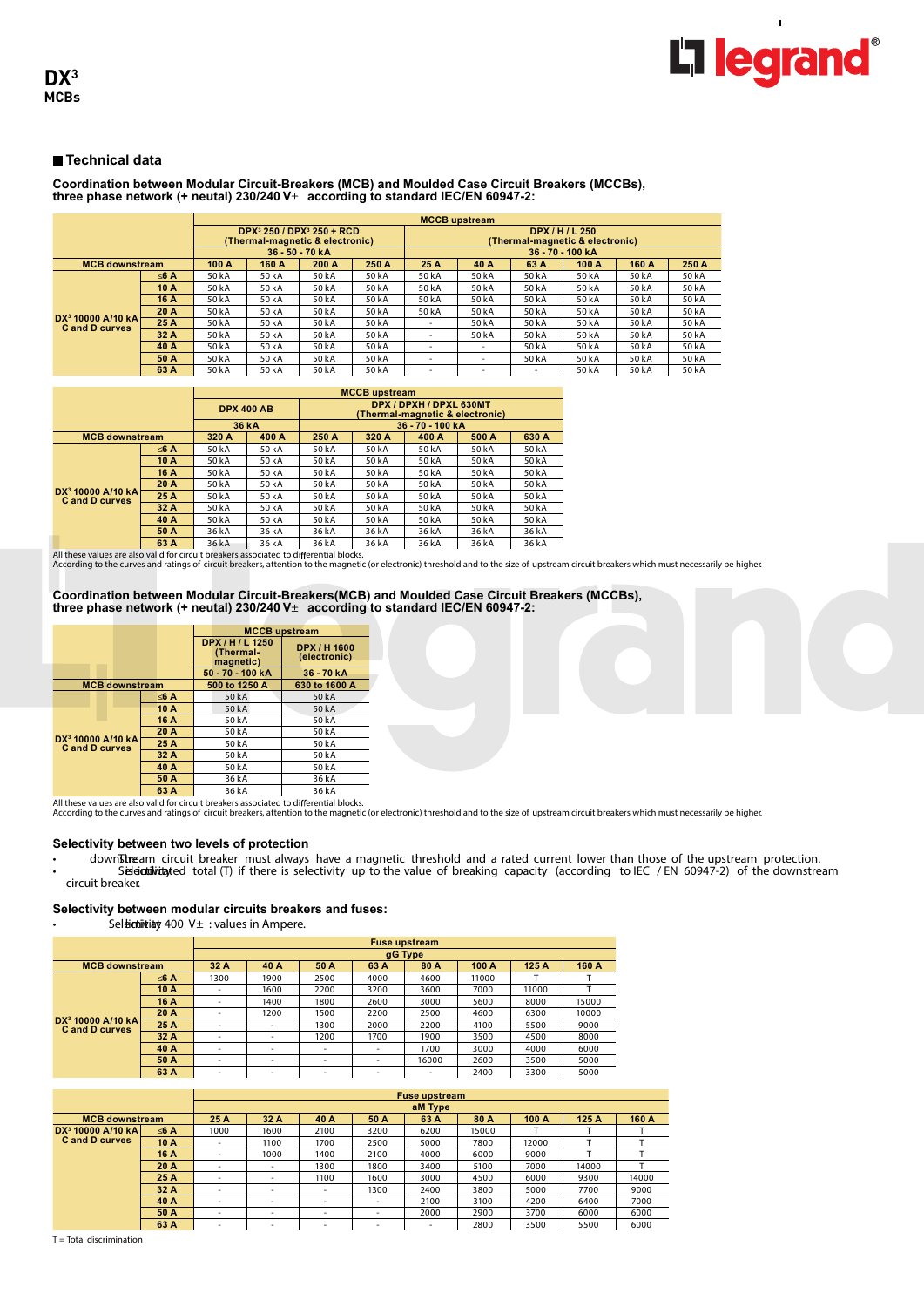# DX³ MCBs

## Technical data

### Coordination between Modular Circuit-Breakers (MCB) and Moulded Case Circuit Breakers (MCCBs), three phase network (+ neutal) 230/240 V± according to standard IEC/EN 60947-2:

| | | MCCB upstream | | | | | | | | | |
|---|---|---|---|---|---|---|---|---|---|---|---|
| | | DPX³ 250 / DPX³ 250 + RCD (Thermal-magnetic & electronic) | | | | DPX / H / L 250 (Thermal-magnetic & electronic) | | | | | |
| | | 36 - 50 - 70 kA | | | | 36 - 70 - 100 kA | | | | | |
| MCB downstream | | 100 A | 160 A | 200 A | 250 A | 25 A | 40 A | 63 A | 100 A | 160 A | 250 A |
| DX³ 10000 A/10 kA C and D curves | ≤6 A | 50 kA | 50 kA | 50 kA | 50 kA | 50 kA | 50 kA | 50 kA | 50 kA | 50 kA | 50 kA |
| | 10 A | 50 kA | 50 kA | 50 kA | 50 kA | 50 kA | 50 kA | 50 kA | 50 kA | 50 kA | 50 kA |
| | 16 A | 50 kA | 50 kA | 50 kA | 50 kA | 50 kA | 50 kA | 50 kA | 50 kA | 50 kA | 50 kA |
| | 20 A | 50 kA | 50 kA | 50 kA | 50 kA | 50 kA | 50 kA | 50 kA | 50 kA | 50 kA | 50 kA |
| | 25 A | 50 kA | 50 kA | 50 kA | 50 kA | - | 50 kA | 50 kA | 50 kA | 50 kA | 50 kA |
| | 32 A | 50 kA | 50 kA | 50 kA | 50 kA | - | 50 kA | 50 kA | 50 kA | 50 kA | 50 kA |
| | 40 A | 50 kA | 50 kA | 50 kA | 50 kA | - | - | 50 kA | 50 kA | 50 kA | 50 kA |
| | 50 A | 50 kA | 50 kA | 50 kA | 50 kA | - | - | 50 kA | 50 kA | 50 kA | 50 kA |
| | 63 A | 50 kA | 50 kA | 50 kA | 50 kA | - | - | - | 50 kA | 50 kA | 50 kA |

| | | MCCB upstream | | | | | | |
|---|---|---|---|---|---|---|---|---|
| | | DPX 400 AB | | DPX / DPXH / DPXL 630MT (Thermal-magnetic & electronic) | | | | |
| | | 36 kA | | 36 - 70 - 100 kA | | | | |
| MCB downstream | | 320 A | 400 A | 250 A | 320 A | 400 A | 500 A | 630 A |
| DX³ 10000 A/10 kA C and D curves | ≤6 A | 50 kA | 50 kA | 50 kA | 50 kA | 50 kA | 50 kA | 50 kA |
| | 10 A | 50 kA | 50 kA | 50 kA | 50 kA | 50 kA | 50 kA | 50 kA |
| | 16 A | 50 kA | 50 kA | 50 kA | 50 kA | 50 kA | 50 kA | 50 kA |
| | 20 A | 50 kA | 50 kA | 50 kA | 50 kA | 50 kA | 50 kA | 50 kA |
| | 25 A | 50 kA | 50 kA | 50 kA | 50 kA | 50 kA | 50 kA | 50 kA |
| | 32 A | 50 kA | 50 kA | 50 kA | 50 kA | 50 kA | 50 kA | 50 kA |
| | 40 A | 50 kA | 50 kA | 50 kA | 50 kA | 50 kA | 50 kA | 50 kA |
| | 50 A | 36 kA | 36 kA | 36 kA | 36 kA | 36 kA | 36 kA | 36 kA |
| | 63 A | 36 kA | 36 kA | 36 kA | 36 kA | 36 kA | 36 kA | 36 kA |

All these values are also valid for circuit breakers associated to differential blocks.
According to the curves and ratings of circuit breakers, attention to the magnetic (or electronic) threshold and to the size of upstream circuit breakers which must necessarily be higher.

### Coordination between Modular Circuit-Breakers(MCB) and Moulded Case Circuit Breakers (MCCBs), three phase network (+ neutal) 230/240 V± according to standard IEC/EN 60947-2:

| | | MCCB upstream | |
|---|---|---|---|
| | | DPX / H / L 1250 (Thermal-magnetic) | DPX / H 1600 (electronic) |
| | | 50 - 70 - 100 kA | 36 - 70 kA |
| MCB downstream | | 500 to 1250 A | 630 to 1600 A |
| DX³ 10000 A/10 kA C and D curves | ≤6 A | 50 kA | 50 kA |
| | 10 A | 50 kA | 50 kA |
| | 16 A | 50 kA | 50 kA |
| | 20 A | 50 kA | 50 kA |
| | 25 A | 50 kA | 50 kA |
| | 32 A | 50 kA | 50 kA |
| | 40 A | 50 kA | 50 kA |
| | 50 A | 36 kA | 36 kA |
| | 63 A | 36 kA | 36 kA |

All these values are also valid for circuit breakers associated to differential blocks.
According to the curves and ratings of circuit breakers, attention to the magnetic (or electronic) threshold and to the size of upstream circuit breakers which must necessarily be higher.

### Selectivity between two levels of protection

- The downstream circuit breaker must always have a magnetic threshold and a rated current lower than those of the upstream protection.
- Selectivity is indicated total (T) if there is selectivity up to the value of breaking capacity (according to IEC / EN 60947-2) of the downstream circuit breaker.

### Selectivity between modular circuits breakers and fuses:

- Selectivity 400 V± : values in Ampere.

| | | Fuse upstream | | | | | | | |
|---|---|---|---|---|---|---|---|---|---|
| | | gG Type | | | | | | | |
| MCB downstream | | 32 A | 40 A | 50 A | 63 A | 80 A | 100 A | 125 A | 160 A |
| DX³ 10000 A/10 kA C and D curves | ≤6 A | 1300 | 1900 | 2500 | 4000 | 4600 | 11000 | T | T |
| | 10 A | - | 1600 | 2200 | 3200 | 3600 | 7000 | 11000 | T |
| | 16 A | - | 1400 | 1800 | 2600 | 3000 | 5600 | 8000 | 15000 |
| | 20 A | - | 1200 | 1500 | 2200 | 2500 | 4600 | 6300 | 10000 |
| | 25 A | - | - | 1300 | 2000 | 2200 | 4100 | 5500 | 9000 |
| | 32 A | - | - | 1200 | 1700 | 1900 | 3500 | 4500 | 8000 |
| | 40 A | - | - | - | - | 1700 | 3000 | 4000 | 6000 |
| | 50 A | - | - | - | - | 16000 | 2600 | 3500 | 5000 |
| | 63 A | - | - | - | - | - | 2400 | 3300 | 5000 |

| | | Fuse upstream | | | | | | | | |
|---|---|---|---|---|---|---|---|---|---|---|
| | | aM Type | | | | | | | | |
| MCB downstream | | 25 A | 32 A | 40 A | 50 A | 63 A | 80 A | 100 A | 125 A | 160 A |
| DX³ 10000 A/10 kA C and D curves | ≤6 A | 1000 | 1600 | 2100 | 3200 | 6200 | 15000 | T | T | T |
| | 10 A | - | 1100 | 1700 | 2500 | 5000 | 7800 | 12000 | T | T |
| | 16 A | - | 1000 | 1400 | 2100 | 4000 | 6000 | 9000 | T | T |
| | 20 A | - | - | 1300 | 1800 | 3400 | 5100 | 7000 | 14000 | T |
| | 25 A | - | - | 1100 | 1600 | 3000 | 4500 | 6000 | 9300 | 14000 |
| | 32 A | - | - | - | 1300 | 2400 | 3800 | 5000 | 7700 | 9000 |
| | 40 A | - | - | - | - | 2100 | 3100 | 4200 | 6400 | 7000 |
| | 50 A | - | - | - | - | 2000 | 2900 | 3700 | 6000 | 6000 |
| | 63 A | - | - | - | - | - | 2800 | 3500 | 5500 | 6000 |

T = Total discrimination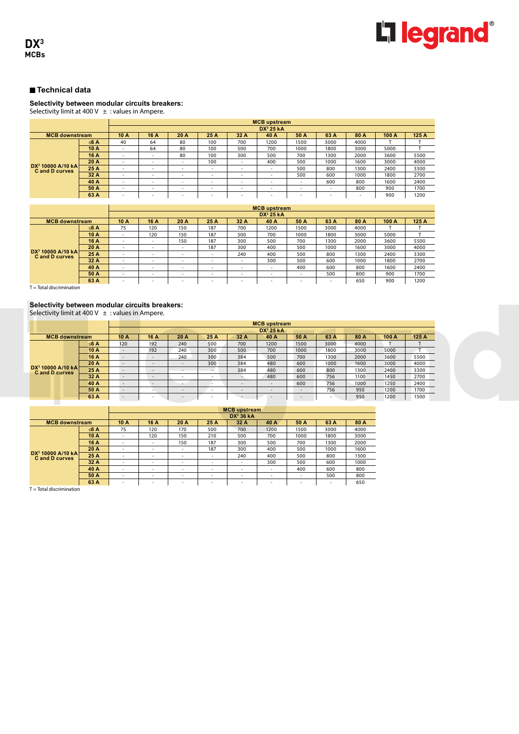# DX³
MCBs

## Technical data

### Selectivity between modular circuits breakers:
Selectivity limit at 400 V ± : values in Ampere.

| MCB downstream | | MCB upstream DX³ 25 kA | | | | | | | | | | |
|---|---|---|---|---|---|---|---|---|---|---|---|---|
| | | 10 A | 16 A | 20 A | 25 A | 32 A | 40 A | 50 A | 63 A | 80 A | 100 A | 125 A |
| DX³ 10000 A/10 kA C and D curves | ≤6 A | 40 | 64 | 80 | 100 | 700 | 1200 | 1500 | 3000 | 4000 | T | T |
| | 10 A | - | 64 | 80 | 100 | 500 | 700 | 1000 | 1800 | 3000 | 5000 | T |
| | 16 A | - | - | 80 | 100 | 300 | 500 | 700 | 1300 | 2000 | 3600 | 5500 |
| | 20 A | - | - | - | 100 | - | 400 | 500 | 1000 | 1600 | 3000 | 4000 |
| | 25 A | - | - | - | - | - | - | 500 | 800 | 1300 | 2400 | 3300 |
| | 32 A | - | - | - | - | - | - | 500 | 600 | 1000 | 1800 | 2700 |
| | 40 A | - | - | - | - | - | - | - | 600 | 800 | 1600 | 2400 |
| | 50 A | - | - | - | - | - | - | - | - | 800 | 900 | 1700 |
| | 63 A | - | - | - | - | - | - | - | - | - | 900 | 1200 |

| MCB downstream | | MCB upstream DX³ 25 kA | | | | | | | | | | |
|---|---|---|---|---|---|---|---|---|---|---|---|---|
| | | 10 A | 16 A | 20 A | 25 A | 32 A | 40 A | 50 A | 63 A | 80 A | 100 A | 125 A |
| DX³ 10000 A/10 kA C and D curves | ≤6 A | 75 | 120 | 150 | 187 | 700 | 1200 | 1500 | 3000 | 4000 | T | T |
| | 10 A | - | 120 | 150 | 187 | 500 | 700 | 1000 | 1800 | 3000 | 5000 | T |
| | 16 A | - | - | 150 | 187 | 300 | 500 | 700 | 1300 | 2000 | 3600 | 5500 |
| | 20 A | - | - | - | 187 | 300 | 400 | 500 | 1000 | 1600 | 3000 | 4000 |
| | 25 A | - | - | - | - | 240 | 400 | 500 | 800 | 1300 | 2400 | 3300 |
| | 32 A | - | - | - | - | - | 300 | 500 | 600 | 1000 | 1800 | 2700 |
| | 40 A | - | - | - | - | - | - | 400 | 600 | 800 | 1600 | 2400 |
| | 50 A | - | - | - | - | - | - | - | 500 | 800 | 900 | 1700 |
| | 63 A | - | - | - | - | - | - | - | - | 650 | 900 | 1200 |

T = Total discrimination

### Selectivity between modular circuits breakers:
Selectivity limit at 400 V ± : values in Ampere.

| MCB downstream | | MCB upstream DX³ 25 kA | | | | | | | | | | |
|---|---|---|---|---|---|---|---|---|---|---|---|---|
| | | 10 A | 16 A | 20 A | 25 A | 32 A | 40 A | 50 A | 63 A | 80 A | 100 A | 125 A |
| DX³ 10000 A/10 kA C and D curves | ≤6 A | 120 | 192 | 240 | 500 | 700 | 1200 | 1500 | 3000 | 4000 | T | T |
| | 10 A | - | 192 | 240 | 300 | 500 | 700 | 1000 | 1800 | 3000 | 5000 | T |
| | 16 A | - | - | 240 | 300 | 384 | 500 | 700 | 1300 | 2000 | 3600 | 5500 |
| | 20 A | - | - | - | 300 | 384 | 480 | 600 | 1000 | 1600 | 3000 | 4000 |
| | 25 A | - | - | - | - | 384 | 480 | 600 | 800 | 1300 | 2400 | 3300 |
| | 32 A | - | - | - | - | - | 480 | 600 | 756 | 1100 | 1450 | 2700 |
| | 40 A | - | - | - | - | - | - | 600 | 756 | 1000 | 1250 | 2400 |
| | 50 A | - | - | - | - | - | - | - | 756 | 950 | 1200 | 1700 |
| | 63 A | - | - | - | - | - | - | - | - | 950 | 1200 | 1500 |

| MCB downstream | | MCB upstream DX³ 36 kA | | | | | | | | |
|---|---|---|---|---|---|---|---|---|---|---|
| | | 10 A | 16 A | 20 A | 25 A | 32 A | 40 A | 50 A | 63 A | 80 A |
| DX³ 10000 A/10 kA C and D curves | ≤6 A | 75 | 120 | 170 | 500 | 700 | 1200 | 1500 | 3000 | 4000 |
| | 10 A | - | 120 | 150 | 210 | 500 | 700 | 1000 | 1800 | 3000 |
| | 16 A | - | - | 150 | 187 | 300 | 500 | 700 | 1300 | 2000 |
| | 20 A | - | - | - | 187 | 300 | 400 | 500 | 1000 | 1600 |
| | 25 A | - | - | - | - | 240 | 400 | 500 | 800 | 1300 |
| | 32 A | - | - | - | - | - | 300 | 500 | 600 | 1000 |
| | 40 A | - | - | - | - | - | - | 400 | 600 | 800 |
| | 50 A | - | - | - | - | - | - | - | 500 | 800 |
| | 63 A | - | - | - | - | - | - | - | - | 650 |

T = Total discrimination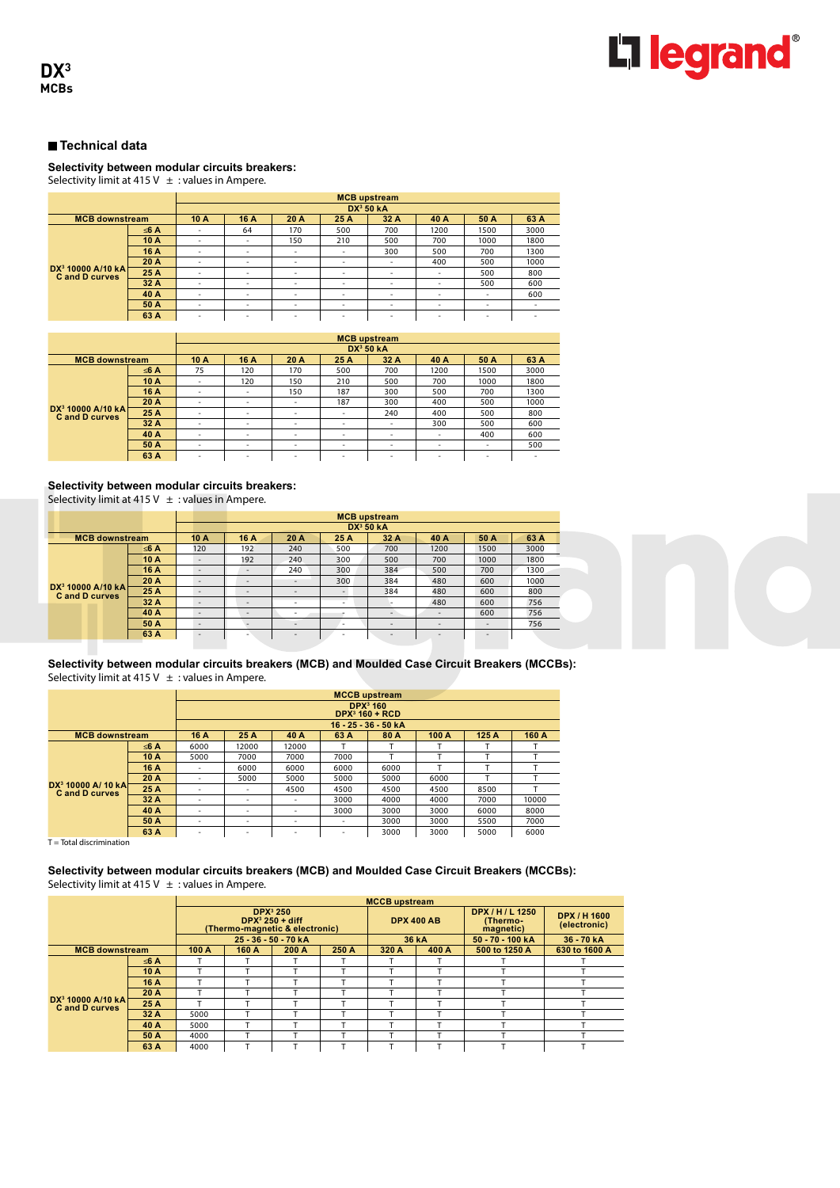# DX³
## MCBs

### Technical data

**Selectivity between modular circuits breakers:**
Selectivity limit at 415 V ± : values in Ampere.

| MCB downstream | | MCB upstream DX³ 50 kA | | | | | | | |
|---|---|---|---|---|---|---|---|---|---|
| | | 10 A | 16 A | 20 A | 25 A | 32 A | 40 A | 50 A | 63 A |
| DX³ 10000 A/10 kA C and D curves | ≤6 A | - | 64 | 170 | 500 | 700 | 1200 | 1500 | 3000 |
| | 10 A | - | - | 150 | 210 | 500 | 700 | 1000 | 1800 |
| | 16 A | - | - | - | - | 300 | 500 | 700 | 1300 |
| | 20 A | - | - | - | - | - | 400 | 500 | 1000 |
| | 25 A | - | - | - | - | - | - | 500 | 800 |
| | 32 A | - | - | - | - | - | - | 500 | 600 |
| | 40 A | - | - | - | - | - | - | - | 600 |
| | 50 A | - | - | - | - | - | - | - | - |
| | 63 A | - | - | - | - | - | - | - | - |

| MCB downstream | | MCB upstream DX³ 50 kA | | | | | | | |
|---|---|---|---|---|---|---|---|---|---|
| | | 10 A | 16 A | 20 A | 25 A | 32 A | 40 A | 50 A | 63 A |
| DX³ 10000 A/10 kA C and D curves | ≤6 A | 75 | 120 | 170 | 500 | 700 | 1200 | 1500 | 3000 |
| | 10 A | - | 120 | 150 | 210 | 500 | 700 | 1000 | 1800 |
| | 16 A | - | - | 150 | 187 | 300 | 500 | 700 | 1300 |
| | 20 A | - | - | - | 187 | 300 | 400 | 500 | 1000 |
| | 25 A | - | - | - | - | 240 | 400 | 500 | 800 |
| | 32 A | - | - | - | - | - | 300 | 500 | 600 |
| | 40 A | - | - | - | - | - | - | 400 | 600 |
| | 50 A | - | - | - | - | - | - | - | 500 |
| | 63 A | - | - | - | - | - | - | - | - |

**Selectivity between modular circuits breakers:**
Selectivity limit at 415 V ± : values in Ampere.

| MCB downstream | | MCB upstream DX³ 50 kA | | | | | | | |
|---|---|---|---|---|---|---|---|---|---|
| | | 10 A | 16 A | 20 A | 25 A | 32 A | 40 A | 50 A | 63 A |
| DX³ 10000 A/10 kA C and D curves | ≤6 A | 120 | 192 | 240 | 500 | 700 | 1200 | 1500 | 3000 |
| | 10 A | - | 192 | 240 | 300 | 500 | 700 | 1000 | 1800 |
| | 16 A | - | - | 240 | 300 | 384 | 500 | 700 | 1300 |
| | 20 A | - | - | - | 300 | 384 | 480 | 600 | 1000 |
| | 25 A | - | - | - | - | 384 | 480 | 600 | 800 |
| | 32 A | - | - | - | - | - | 480 | 600 | 756 |
| | 40 A | - | - | - | - | - | - | 600 | 756 |
| | 50 A | - | - | - | - | - | - | - | 756 |
| | 63 A | - | - | - | - | - | - | - | - |

**Selectivity between modular circuits breakers (MCB) and Moulded Case Circuit Breakers (MCCBs):**
Selectivity limit at 415 V ± : values in Ampere.

| MCB downstream | | MCCB upstream DPX³ 160 / DPX³ 160 + RCD 16 - 25 - 36 - 50 kA | | | | | | | |
|---|---|---|---|---|---|---|---|---|---|
| | | 16 A | 25 A | 40 A | 63 A | 80 A | 100 A | 125 A | 160 A |
| DX³ 10000 A/ 10 kA C and D curves | ≤6 A | 6000 | 12000 | 12000 | T | T | T | T | T |
| | 10 A | 5000 | 7000 | 7000 | 7000 | T | T | T | T |
| | 16 A | - | 6000 | 6000 | 6000 | 6000 | T | T | T |
| | 20 A | - | 5000 | 5000 | 5000 | 5000 | 6000 | T | T |
| | 25 A | - | - | 4500 | 4500 | 4500 | 4500 | 8500 | T |
| | 32 A | - | - | - | 3000 | 4000 | 4000 | 7000 | 10000 |
| | 40 A | - | - | - | 3000 | 3000 | 3000 | 6000 | 8000 |
| | 50 A | - | - | - | - | 3000 | 3000 | 5500 | 7000 |
| | 63 A | - | - | - | - | 3000 | 3000 | 5000 | 6000 |

T = Total discrimination

**Selectivity between modular circuits breakers (MCB) and Moulded Case Circuit Breakers (MCCBs):**
Selectivity limit at 415 V ± : values in Ampere.

| MCB downstream | | MCCB upstream | | | | | | | |
|---|---|---|---|---|---|---|---|---|---|
| | | DPX³ 250 / DPX³ 250 + diff (Thermo-magnetic & electronic) 25 - 36 - 50 - 70 kA | | | | DPX 400 AB 36 kA | | DPX / H / L 1250 (Thermo-magnetic) 50 - 70 - 100 kA | DPX / H 1600 (electronic) 36 - 70 kA |
| | | 100 A | 160 A | 200 A | 250 A | 320 A | 400 A | 500 to 1250 A | 630 to 1600 A |
| DX³ 10000 A/10 kA C and D curves | ≤6 A | T | T | T | T | T | T | T | T |
| | 10 A | T | T | T | T | T | T | T | T |
| | 16 A | T | T | T | T | T | T | T | T |
| | 20 A | T | T | T | T | T | T | T | T |
| | 25 A | T | T | T | T | T | T | T | T |
| | 32 A | 5000 | T | T | T | T | T | T | T |
| | 40 A | 5000 | T | T | T | T | T | T | T |
| | 50 A | 4000 | T | T | T | T | T | T | T |
| | 63 A | 4000 | T | T | T | T | T | T | T |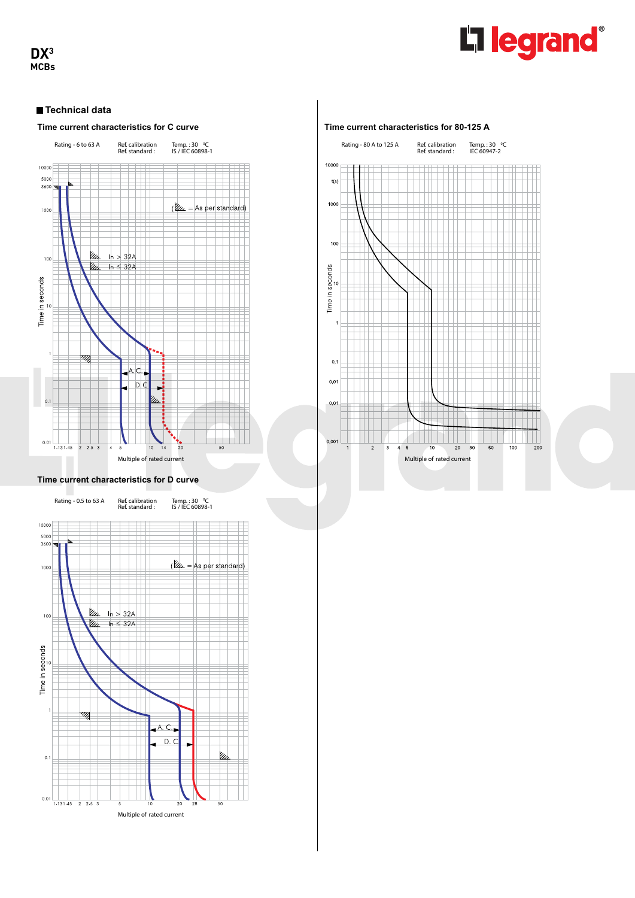# DX³
MCBs

## Technical data

### Time current characteristics for C curve

Rating - 6 to 63 A    Ref. calibration Temp. : 30 °C    Ref. standard : IS / IEC 60898-1

( = As per standard)

In > 32A
In ≤ 32A

A. C.
D.C

Time in seconds

Multiple of rated current

### Time current characteristics for D curve

Rating - 0.5 to 63 A    Ref. calibration Temp. : 30 °C    Ref. standard : IS / IEC 60898-1

( = As per standard)

In > 32A
In ≤ 32A

A. C.
D. C

Time in seconds

Multiple of rated current

### Time current characteristics for 80-125 A

Rating - 80 A to 125 A    Ref. calibration Temp. : 30 °C    Ref. standard : IEC 60947-2

Time in seconds

Multiple of rated current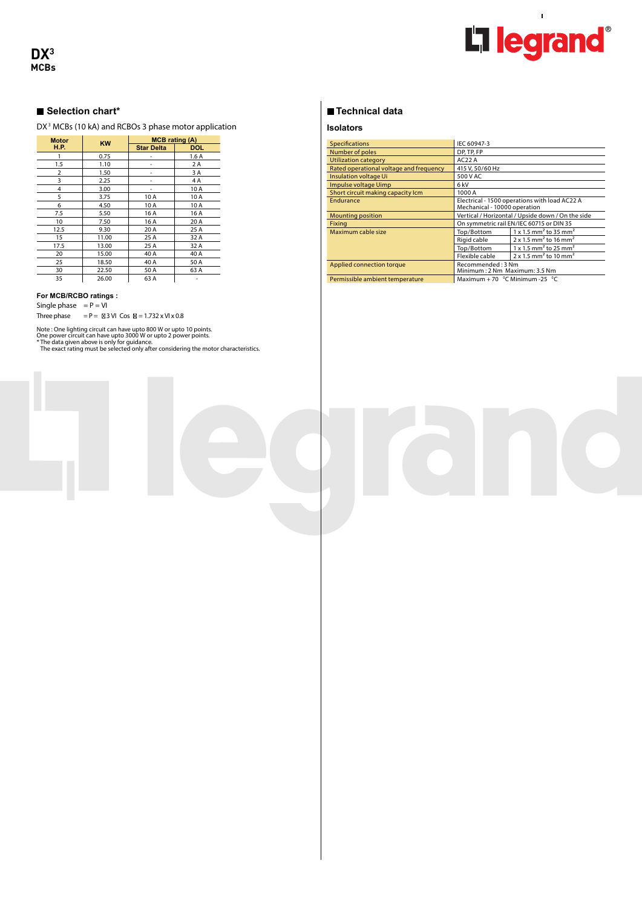# DX$^3$
## MCBs

### Selection chart*

DX$^3$ MCBs (10 kA) and RCBOs 3 phase motor application

| Motor H.P. | KW | MCB rating (A) | |
|---|---|---|---|
| | | Star Delta | DOL |
| 1 | 0.75 | - | 1.6 A |
| 1.5 | 1.10 | - | 2 A |
| 2 | 1.50 | - | 3 A |
| 3 | 2.25 | - | 4 A |
| 4 | 3.00 | - | 10 A |
| 5 | 3.75 | 10 A | 10 A |
| 6 | 4.50 | 10 A | 10 A |
| 7.5 | 5.50 | 16 A | 16 A |
| 10 | 7.50 | 16 A | 20 A |
| 12.5 | 9.30 | 20 A | 25 A |
| 15 | 11.00 | 25 A | 32 A |
| 17.5 | 13.00 | 25 A | 32 A |
| 20 | 15.00 | 40 A | 40 A |
| 25 | 18.50 | 40 A | 50 A |
| 30 | 22.50 | 50 A | 63 A |
| 35 | 26.00 | 63 A | - |

**For MCB/RCBO ratings :**

Single phase = P = VI

Three phase = P = √3 VI Cos φ = 1.732 x VI x 0.8

Note : One lighting circuit can have upto 800 W or upto 10 points.
One power circuit can have upto 3000 W or upto 2 power points.
* The data given above is only for guidance.
The exact rating must be selected only after considering the motor characteristics.

### Technical data

#### Isolators

| | | |
|---|---|---|
| Specifications | IEC 60947-3 | |
| Number of poles | DP, TP, FP | |
| Utilization category | AC22 A | |
| Rated operational voltage and frequency | 415 V, 50/60 Hz | |
| Insulation voltage Ui | 500 V AC | |
| Impulse voltage Uimp | 6 kV | |
| Short circuit making capacity Icm | 1000 A | |
| Endurance | Electrical - 1500 operations with load AC22 A<br>Mechanical - 10000 operation | |
| Mounting position | Vertical / Horizontal / Upside down / On the side | |
| Fixing | On symmetric rail EN/IEC 60715 or DIN 35 | |
| Maximum cable size | Top/Bottom | 1 x 1.5 mm² to 35 mm² |
| | Rigid cable | 2 x 1.5 mm² to 16 mm² |
| | Top/Bottom | 1 x 1.5 mm² to 25 mm² |
| | Flexible cable | 2 x 1.5 mm² to 10 mm² |
| Applied connection torque | Recommended : 3 Nm<br>Minimum : 2 Nm Maximum: 3.5 Nm | |
| Permissible ambient temperature | Maximum + 70 °C Minimum -25 °C | |